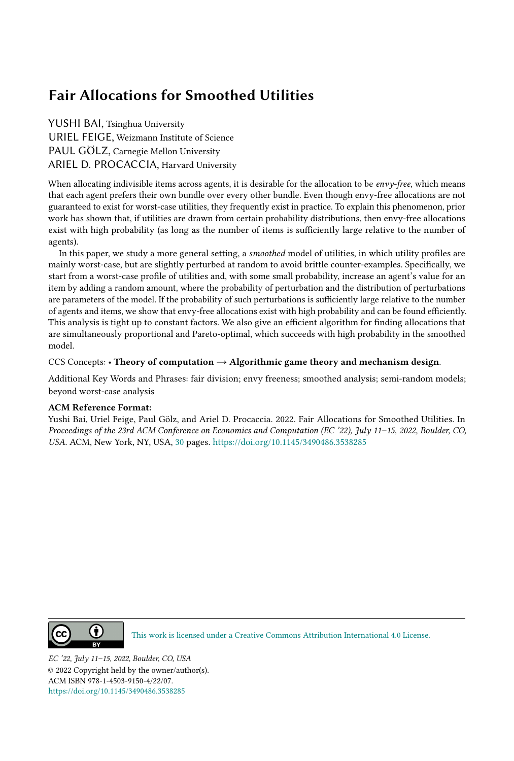# Fair Allocations for Smoothed Utilities

YUSHI BAI, Tsinghua University
URIEL FEIGE, Weizmann Institute of Science
PAUL GÖLZ, Carnegie Mellon University
ARIEL D. PROCACCIA, Harvard University

When allocating indivisible items across agents, it is desirable for the allocation to be *envy-free*, which means that each agent prefers their own bundle over every other bundle. Even though envy-free allocations are not guaranteed to exist for worst-case utilities, they frequently exist in practice. To explain this phenomenon, prior work has shown that, if utilities are drawn from certain probability distributions, then envy-free allocations exist with high probability (as long as the number of items is sufficiently large relative to the number of agents).

In this paper, we study a more general setting, a *smoothed* model of utilities, in which utility profiles are mainly worst-case, but are slightly perturbed at random to avoid brittle counter-examples. Specifically, we start from a worst-case profile of utilities and, with some small probability, increase an agent's value for an item by adding a random amount, where the probability of perturbation and the distribution of perturbations are parameters of the model. If the probability of such perturbations is sufficiently large relative to the number of agents and items, we show that envy-free allocations exist with high probability and can be found efficiently. This analysis is tight up to constant factors. We also give an efficient algorithm for finding allocations that are simultaneously proportional and Pareto-optimal, which succeeds with high probability in the smoothed model.

CCS Concepts: • **Theory of computation → Algorithmic game theory and mechanism design**.

Additional Key Words and Phrases: fair division; envy freeness; smoothed analysis; semi-random models; beyond worst-case analysis

**ACM Reference Format:**
Yushi Bai, Uriel Feige, Paul Gölz, and Ariel D. Procaccia. 2022. Fair Allocations for Smoothed Utilities. In *Proceedings of the 23rd ACM Conference on Economics and Computation (EC '22), July 11–15, 2022, Boulder, CO, USA.* ACM, New York, NY, USA, 30 pages. https://doi.org/10.1145/3490486.3538285

This work is licensed under a Creative Commons Attribution International 4.0 License.

*EC '22, July 11–15, 2022, Boulder, CO, USA*
© 2022 Copyright held by the owner/author(s).
ACM ISBN 978-1-4503-9150-4/22/07.
https://doi.org/10.1145/3490486.3538285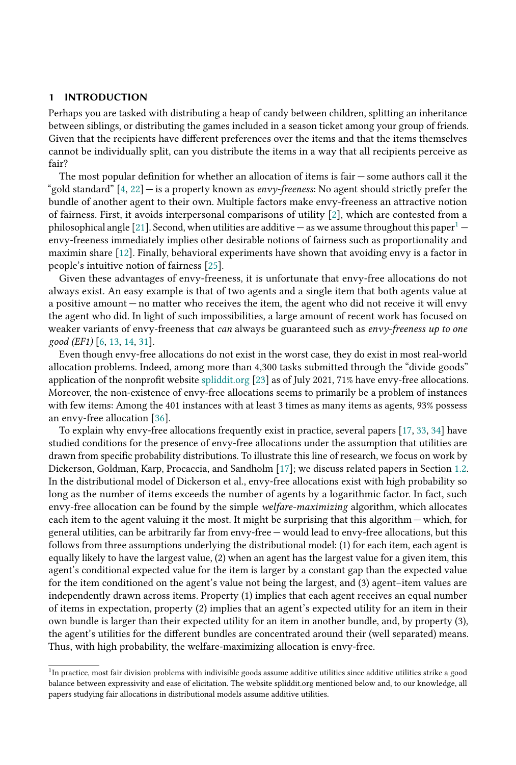## 1 INTRODUCTION

Perhaps you are tasked with distributing a heap of candy between children, splitting an inheritance between siblings, or distributing the games included in a season ticket among your group of friends. Given that the recipients have different preferences over the items and that the items themselves cannot be individually split, can you distribute the items in a way that all recipients perceive as fair?

The most popular definition for whether an allocation of items is fair — some authors call it the "gold standard" [4, 22] — is a property known as *envy-freeness*: No agent should strictly prefer the bundle of another agent to their own. Multiple factors make envy-freeness an attractive notion of fairness. First, it avoids interpersonal comparisons of utility [2], which are contested from a philosophical angle [21]. Second, when utilities are additive — as we assume throughout this paper[1] — envy-freeness immediately implies other desirable notions of fairness such as proportionality and maximin share [12]. Finally, behavioral experiments have shown that avoiding envy is a factor in people's intuitive notion of fairness [25].

Given these advantages of envy-freeness, it is unfortunate that envy-free allocations do not always exist. An easy example is that of two agents and a single item that both agents value at a positive amount — no matter who receives the item, the agent who did not receive it will envy the agent who did. In light of such impossibilities, a large amount of recent work has focused on weaker variants of envy-freeness that *can* always be guaranteed such as *envy-freeness up to one good (EF1)* [6, 13, 14, 31].

Even though envy-free allocations do not exist in the worst case, they do exist in most real-world allocation problems. Indeed, among more than 4,300 tasks submitted through the "divide goods" application of the nonprofit website spliddit.org [23] as of July 2021, 71% have envy-free allocations. Moreover, the non-existence of envy-free allocations seems to primarily be a problem of instances with few items: Among the 401 instances with at least 3 times as many items as agents, 93% possess an envy-free allocation [36].

To explain why envy-free allocations frequently exist in practice, several papers [17, 33, 34] have studied conditions for the presence of envy-free allocations under the assumption that utilities are drawn from specific probability distributions. To illustrate this line of research, we focus on work by Dickerson, Goldman, Karp, Procaccia, and Sandholm [17]; we discuss related papers in Section 1.2. In the distributional model of Dickerson et al., envy-free allocations exist with high probability so long as the number of items exceeds the number of agents by a logarithmic factor. In fact, such envy-free allocation can be found by the simple *welfare-maximizing* algorithm, which allocates each item to the agent valuing it the most. It might be surprising that this algorithm — which, for general utilities, can be arbitrarily far from envy-free — would lead to envy-free allocations, but this follows from three assumptions underlying the distributional model: (1) for each item, each agent is equally likely to have the largest value, (2) when an agent has the largest value for a given item, this agent's conditional expected value for the item is larger by a constant gap than the expected value for the item conditioned on the agent's value not being the largest, and (3) agent–item values are independently drawn across items. Property (1) implies that each agent receives an equal number of items in expectation, property (2) implies that an agent's expected utility for an item in their own bundle is larger than their expected utility for an item in another bundle, and, by property (3), the agent's utilities for the different bundles are concentrated around their (well separated) means. Thus, with high probability, the welfare-maximizing allocation is envy-free.

[1] In practice, most fair division problems with indivisible goods assume additive utilities since additive utilities strike a good balance between expressivity and ease of elicitation. The website spliddit.org mentioned below and, to our knowledge, all papers studying fair allocations in distributional models assume additive utilities.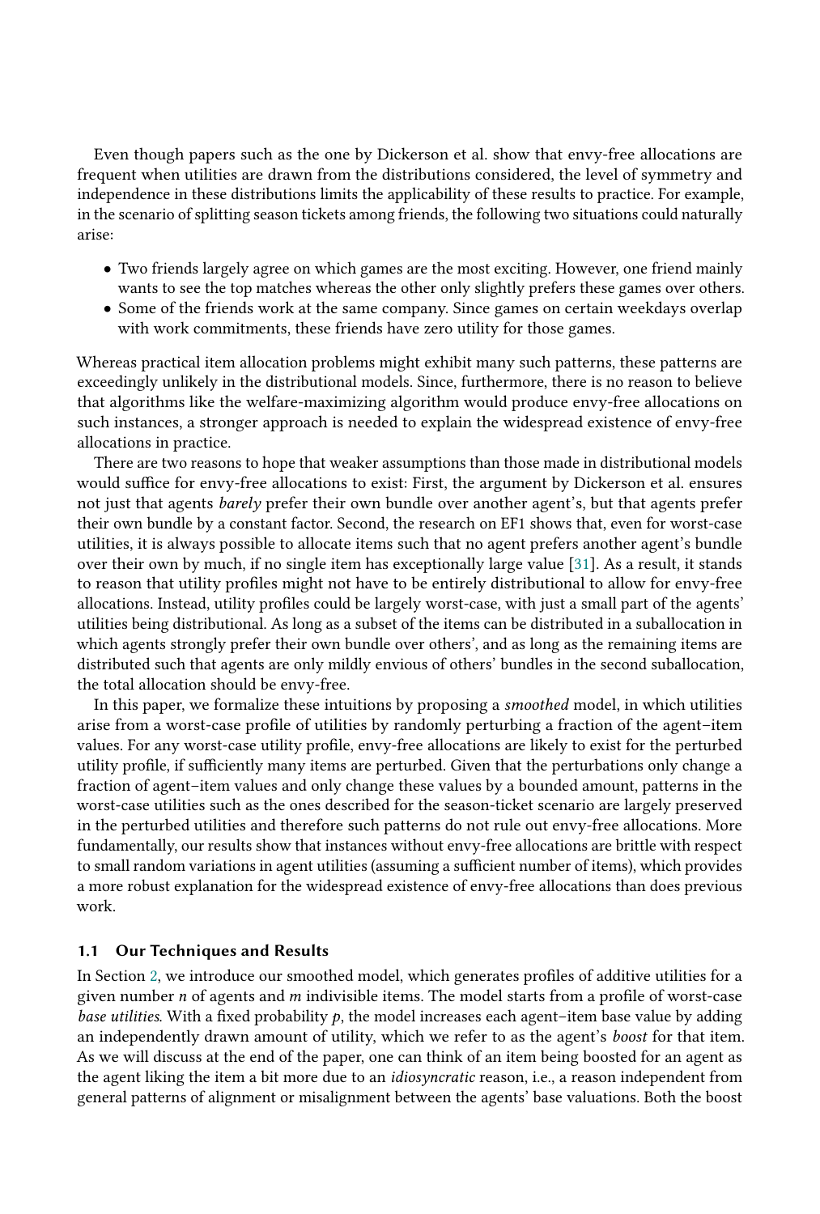Even though papers such as the one by Dickerson et al. show that envy-free allocations are frequent when utilities are drawn from the distributions considered, the level of symmetry and independence in these distributions limits the applicability of these results to practice. For example, in the scenario of splitting season tickets among friends, the following two situations could naturally arise:

- Two friends largely agree on which games are the most exciting. However, one friend mainly wants to see the top matches whereas the other only slightly prefers these games over others.
- Some of the friends work at the same company. Since games on certain weekdays overlap with work commitments, these friends have zero utility for those games.

Whereas practical item allocation problems might exhibit many such patterns, these patterns are exceedingly unlikely in the distributional models. Since, furthermore, there is no reason to believe that algorithms like the welfare-maximizing algorithm would produce envy-free allocations on such instances, a stronger approach is needed to explain the widespread existence of envy-free allocations in practice.

There are two reasons to hope that weaker assumptions than those made in distributional models would suffice for envy-free allocations to exist: First, the argument by Dickerson et al. ensures not just that agents *barely* prefer their own bundle over another agent's, but that agents prefer their own bundle by a constant factor. Second, the research on EF1 shows that, even for worst-case utilities, it is always possible to allocate items such that no agent prefers another agent's bundle over their own by much, if no single item has exceptionally large value [31]. As a result, it stands to reason that utility profiles might not have to be entirely distributional to allow for envy-free allocations. Instead, utility profiles could be largely worst-case, with just a small part of the agents' utilities being distributional. As long as a subset of the items can be distributed in a suballocation in which agents strongly prefer their own bundle over others', and as long as the remaining items are distributed such that agents are only mildly envious of others' bundles in the second suballocation, the total allocation should be envy-free.

In this paper, we formalize these intuitions by proposing a *smoothed* model, in which utilities arise from a worst-case profile of utilities by randomly perturbing a fraction of the agent–item values. For any worst-case utility profile, envy-free allocations are likely to exist for the perturbed utility profile, if sufficiently many items are perturbed. Given that the perturbations only change a fraction of agent–item values and only change these values by a bounded amount, patterns in the worst-case utilities such as the ones described for the season-ticket scenario are largely preserved in the perturbed utilities and therefore such patterns do not rule out envy-free allocations. More fundamentally, our results show that instances without envy-free allocations are brittle with respect to small random variations in agent utilities (assuming a sufficient number of items), which provides a more robust explanation for the widespread existence of envy-free allocations than does previous work.

### 1.1 Our Techniques and Results

In Section 2, we introduce our smoothed model, which generates profiles of additive utilities for a given number $n$ of agents and $m$ indivisible items. The model starts from a profile of worst-case *base utilities*. With a fixed probability $p$, the model increases each agent–item base value by adding an independently drawn amount of utility, which we refer to as the agent's *boost* for that item. As we will discuss at the end of the paper, one can think of an item being boosted for an agent as the agent liking the item a bit more due to an *idiosyncratic* reason, i.e., a reason independent from general patterns of alignment or misalignment between the agents' base valuations. Both the boost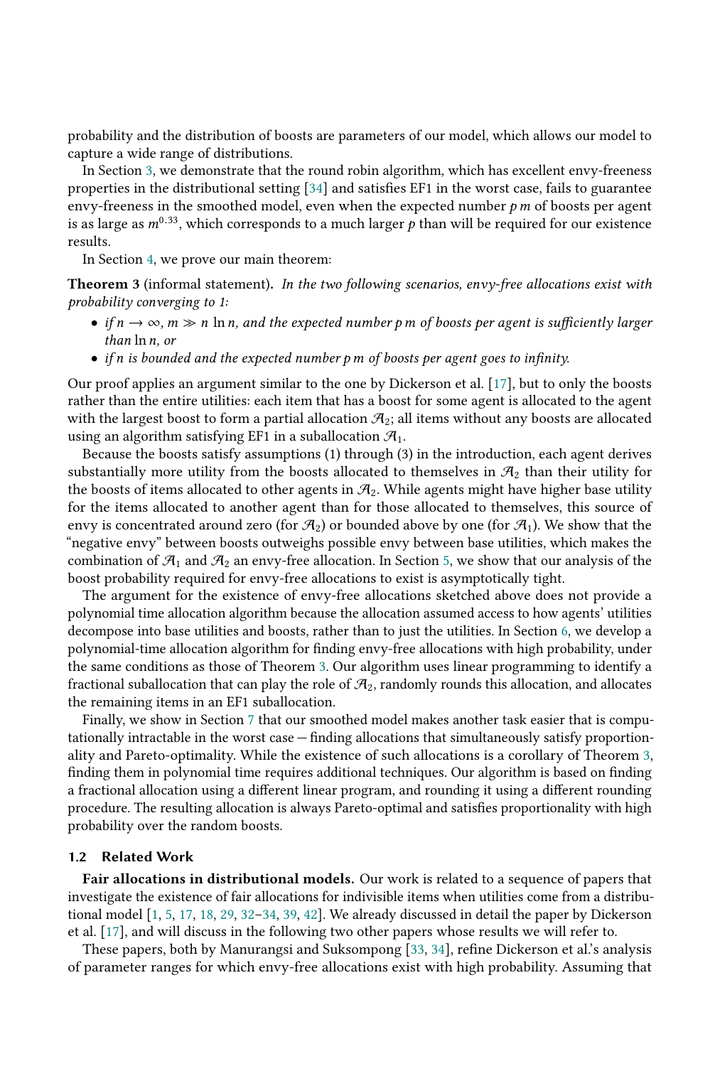probability and the distribution of boosts are parameters of our model, which allows our model to capture a wide range of distributions.

In Section 3, we demonstrate that the round robin algorithm, which has excellent envy-freeness properties in the distributional setting [34] and satisfies EF1 in the worst case, fails to guarantee envy-freeness in the smoothed model, even when the expected number $p\,m$ of boosts per agent is as large as $m^{0.33}$, which corresponds to a much larger $p$ than will be required for our existence results.

In Section 4, we prove our main theorem:

**Theorem 3** (informal statement). *In the two following scenarios, envy-free allocations exist with probability converging to 1:*

- *if $n \to \infty$, $m \gg n \ln n$, and the expected number $p\,m$ of boosts per agent is sufficiently larger than $\ln n$, or*
- *if $n$ is bounded and the expected number $p\,m$ of boosts per agent goes to infinity.*

Our proof applies an argument similar to the one by Dickerson et al. [17], but to only the boosts rather than the entire utilities: each item that has a boost for some agent is allocated to the agent with the largest boost to form a partial allocation $\mathcal{A}_2$; all items without any boosts are allocated using an algorithm satisfying EF1 in a suballocation $\mathcal{A}_1$.

Because the boosts satisfy assumptions (1) through (3) in the introduction, each agent derives substantially more utility from the boosts allocated to themselves in $\mathcal{A}_2$ than their utility for the boosts of items allocated to other agents in $\mathcal{A}_2$. While agents might have higher base utility for the items allocated to another agent than for those allocated to themselves, this source of envy is concentrated around zero (for $\mathcal{A}_2$) or bounded above by one (for $\mathcal{A}_1$). We show that the "negative envy" between boosts outweighs possible envy between base utilities, which makes the combination of $\mathcal{A}_1$ and $\mathcal{A}_2$ an envy-free allocation. In Section 5, we show that our analysis of the boost probability required for envy-free allocations to exist is asymptotically tight.

The argument for the existence of envy-free allocations sketched above does not provide a polynomial time allocation algorithm because the allocation assumed access to how agents' utilities decompose into base utilities and boosts, rather than to just the utilities. In Section 6, we develop a polynomial-time allocation algorithm for finding envy-free allocations with high probability, under the same conditions as those of Theorem 3. Our algorithm uses linear programming to identify a fractional suballocation that can play the role of $\mathcal{A}_2$, randomly rounds this allocation, and allocates the remaining items in an EF1 suballocation.

Finally, we show in Section 7 that our smoothed model makes another task easier that is computationally intractable in the worst case — finding allocations that simultaneously satisfy proportionality and Pareto-optimality. While the existence of such allocations is a corollary of Theorem 3, finding them in polynomial time requires additional techniques. Our algorithm is based on finding a fractional allocation using a different linear program, and rounding it using a different rounding procedure. The resulting allocation is always Pareto-optimal and satisfies proportionality with high probability over the random boosts.

### 1.2 Related Work

**Fair allocations in distributional models.** Our work is related to a sequence of papers that investigate the existence of fair allocations for indivisible items when utilities come from a distributional model [1, 5, 17, 18, 29, 32–34, 39, 42]. We already discussed in detail the paper by Dickerson et al. [17], and will discuss in the following two other papers whose results we will refer to.

These papers, both by Manurangsi and Suksompong [33, 34], refine Dickerson et al.'s analysis of parameter ranges for which envy-free allocations exist with high probability. Assuming that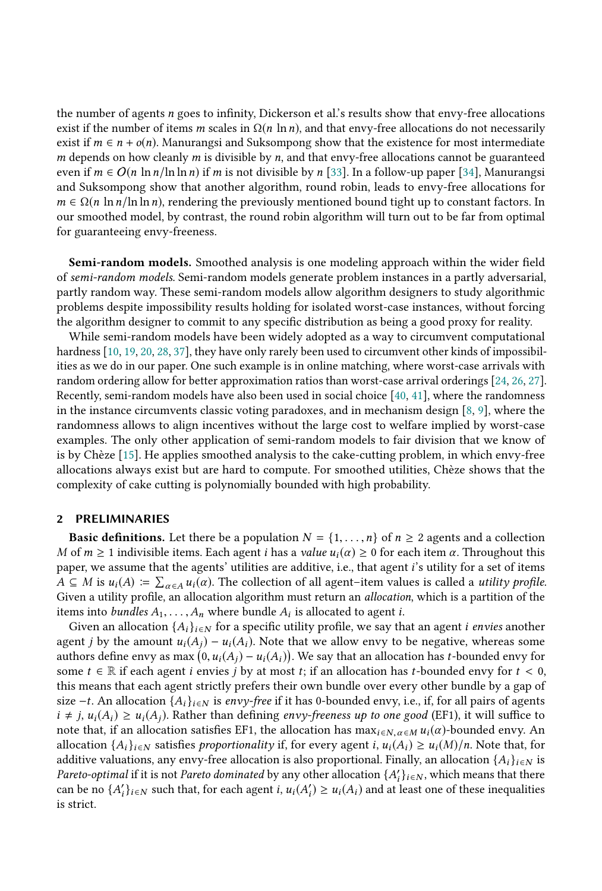the number of agents $n$ goes to infinity, Dickerson et al.'s results show that envy-free allocations exist if the number of items $m$ scales in $\Omega(n \ln n)$, and that envy-free allocations do not necessarily exist if $m \in n + o(n)$. Manurangsi and Suksompong show that the existence for most intermediate $m$ depends on how cleanly $m$ is divisible by $n$, and that envy-free allocations cannot be guaranteed even if $m \in O(n \ln n / \ln \ln n)$ if $m$ is not divisible by $n$ [33]. In a follow-up paper [34], Manurangsi and Suksompong show that another algorithm, round robin, leads to envy-free allocations for $m \in \Omega(n \ln n / \ln \ln n)$, rendering the previously mentioned bound tight up to constant factors. In our smoothed model, by contrast, the round robin algorithm will turn out to be far from optimal for guaranteeing envy-freeness.

**Semi-random models.** Smoothed analysis is one modeling approach within the wider field of *semi-random models*. Semi-random models generate problem instances in a partly adversarial, partly random way. These semi-random models allow algorithm designers to study algorithmic problems despite impossibility results holding for isolated worst-case instances, without forcing the algorithm designer to commit to any specific distribution as being a good proxy for reality.

While semi-random models have been widely adopted as a way to circumvent computational hardness [10, 19, 20, 28, 37], they have only rarely been used to circumvent other kinds of impossibilities as we do in our paper. One such example is in online matching, where worst-case arrivals with random ordering allow for better approximation ratios than worst-case arrival orderings [24, 26, 27]. Recently, semi-random models have also been used in social choice [40, 41], where the randomness in the instance circumvents classic voting paradoxes, and in mechanism design [8, 9], where the randomness allows to align incentives without the large cost to welfare implied by worst-case examples. The only other application of semi-random models to fair division that we know of is by Chèze [15]. He applies smoothed analysis to the cake-cutting problem, in which envy-free allocations always exist but are hard to compute. For smoothed utilities, Chèze shows that the complexity of cake cutting is polynomially bounded with high probability.

## 2 PRELIMINARIES

**Basic definitions.** Let there be a population $N = \{1, \dots, n\}$ of $n \geq 2$ agents and a collection $M$ of $m \geq 1$ indivisible items. Each agent $i$ has a *value* $u_i(\alpha) \geq 0$ for each item $\alpha$. Throughout this paper, we assume that the agents' utilities are additive, i.e., that agent $i$'s utility for a set of items $A \subseteq M$ is $u_i(A) \coloneqq \sum_{\alpha \in A} u_i(\alpha)$. The collection of all agent–item values is called a *utility profile*. Given a utility profile, an allocation algorithm must return an *allocation*, which is a partition of the items into *bundles* $A_1, \dots, A_n$ where bundle $A_i$ is allocated to agent $i$.

Given an allocation $\{A_i\}_{i \in N}$ for a specific utility profile, we say that an agent $i$ *envies* another agent $j$ by the amount $u_i(A_j) - u_i(A_i)$. Note that we allow envy to be negative, whereas some authors define envy as $\max\big(0, u_i(A_j) - u_i(A_i)\big)$. We say that an allocation has $t$-bounded envy for some $t \in \mathbb{R}$ if each agent $i$ envies $j$ by at most $t$; if an allocation has $t$-bounded envy for $t < 0$, this means that each agent strictly prefers their own bundle over every other bundle by a gap of size $-t$. An allocation $\{A_i\}_{i \in N}$ is *envy-free* if it has 0-bounded envy, i.e., if, for all pairs of agents $i \neq j$, $u_i(A_i) \geq u_i(A_j)$. Rather than defining *envy-freeness up to one good* (EF1), it will suffice to note that, if an allocation satisfies EF1, the allocation has $\max_{i \in N, \alpha \in M} u_i(\alpha)$-bounded envy. An allocation $\{A_i\}_{i \in N}$ satisfies *proportionality* if, for every agent $i$, $u_i(A_i) \geq u_i(M)/n$. Note that, for additive valuations, any envy-free allocation is also proportional. Finally, an allocation $\{A_i\}_{i \in N}$ is *Pareto-optimal* if it is not *Pareto dominated* by any other allocation $\{A'_i\}_{i \in N}$, which means that there can be no $\{A'_i\}_{i \in N}$ such that, for each agent $i$, $u_i(A'_i) \geq u_i(A_i)$ and at least one of these inequalities is strict.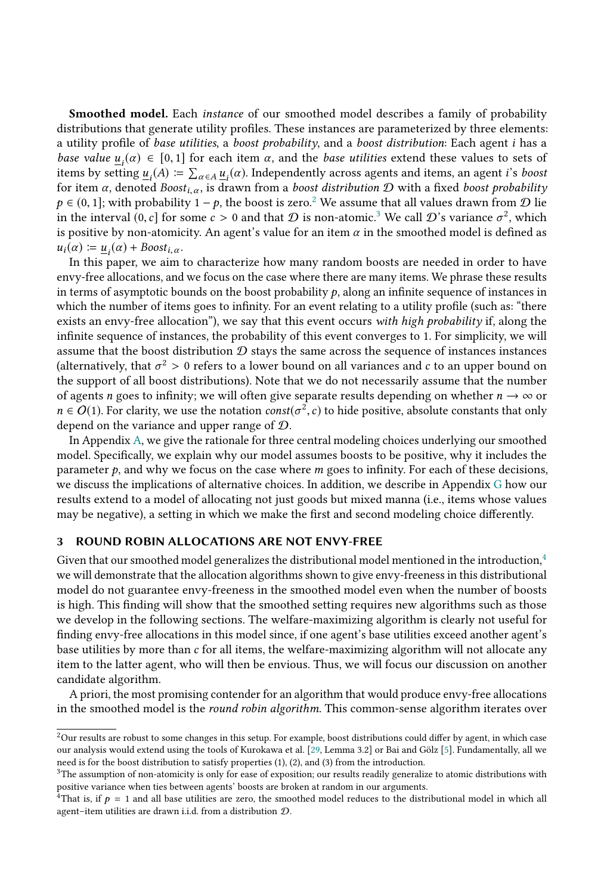**Smoothed model.** Each *instance* of our smoothed model describes a family of probability distributions that generate utility profiles. These instances are parameterized by three elements: a utility profile of *base utilities*, a *boost probability*, and a *boost distribution*: Each agent $i$ has a *base value* $\underline{u}_i(\alpha) \in [0, 1]$ for each item $\alpha$, and the *base utilities* extend these values to sets of items by setting $\underline{u}_i(A) \coloneqq \sum_{\alpha \in A} \underline{u}_i(\alpha)$. Independently across agents and items, an agent $i$'s *boost* for item $\alpha$, denoted $Boost_{i,\alpha}$, is drawn from a *boost distribution* $\mathcal{D}$ with a fixed *boost probability* $p \in (0, 1]$; with probability $1 - p$, the boost is zero.[2] We assume that all values drawn from $\mathcal{D}$ lie in the interval $(0, c]$ for some $c > 0$ and that $\mathcal{D}$ is non-atomic.[3] We call $\mathcal{D}$'s variance $\sigma^2$, which is positive by non-atomicity. An agent's value for an item $\alpha$ in the smoothed model is defined as $u_i(\alpha) \coloneqq \underline{u}_i(\alpha) + Boost_{i,\alpha}$.

In this paper, we aim to characterize how many random boosts are needed in order to have envy-free allocations, and we focus on the case where there are many items. We phrase these results in terms of asymptotic bounds on the boost probability $p$, along an infinite sequence of instances in which the number of items goes to infinity. For an event relating to a utility profile (such as: "there exists an envy-free allocation"), we say that this event occurs *with high probability* if, along the infinite sequence of instances, the probability of this event converges to 1. For simplicity, we will assume that the boost distribution $\mathcal{D}$ stays the same across the sequence of instances instances (alternatively, that $\sigma^2 > 0$ refers to a lower bound on all variances and $c$ to an upper bound on the support of all boost distributions). Note that we do not necessarily assume that the number of agents $n$ goes to infinity; we will often give separate results depending on whether $n \to \infty$ or $n \in O(1)$. For clarity, we use the notation $const(\sigma^2, c)$ to hide positive, absolute constants that only depend on the variance and upper range of $\mathcal{D}$.

In Appendix A, we give the rationale for three central modeling choices underlying our smoothed model. Specifically, we explain why our model assumes boosts to be positive, why it includes the parameter $p$, and why we focus on the case where $m$ goes to infinity. For each of these decisions, we discuss the implications of alternative choices. In addition, we describe in Appendix G how our results extend to a model of allocating not just goods but mixed manna (i.e., items whose values may be negative), a setting in which we make the first and second modeling choice differently.

## 3 ROUND ROBIN ALLOCATIONS ARE NOT ENVY-FREE

Given that our smoothed model generalizes the distributional model mentioned in the introduction,[4] we will demonstrate that the allocation algorithms shown to give envy-freeness in this distributional model do not guarantee envy-freeness in the smoothed model even when the number of boosts is high. This finding will show that the smoothed setting requires new algorithms such as those we develop in the following sections. The welfare-maximizing algorithm is clearly not useful for finding envy-free allocations in this model since, if one agent's base utilities exceed another agent's base utilities by more than $c$ for all items, the welfare-maximizing algorithm will not allocate any item to the latter agent, who will then be envious. Thus, we will focus our discussion on another candidate algorithm.

A priori, the most promising contender for an algorithm that would produce envy-free allocations in the smoothed model is the *round robin algorithm*. This common-sense algorithm iterates over

---

[2] Our results are robust to some changes in this setup. For example, boost distributions could differ by agent, in which case our analysis would extend using the tools of Kurokawa et al. [29, Lemma 3.2] or Bai and Gölz [5]. Fundamentally, all we need is for the boost distribution to satisfy properties (1), (2), and (3) from the introduction.

[3] The assumption of non-atomicity is only for ease of exposition; our results readily generalize to atomic distributions with positive variance when ties between agents' boosts are broken at random in our arguments.

[4] That is, if $p = 1$ and all base utilities are zero, the smoothed model reduces to the distributional model in which all agent–item utilities are drawn i.i.d. from a distribution $\mathcal{D}$.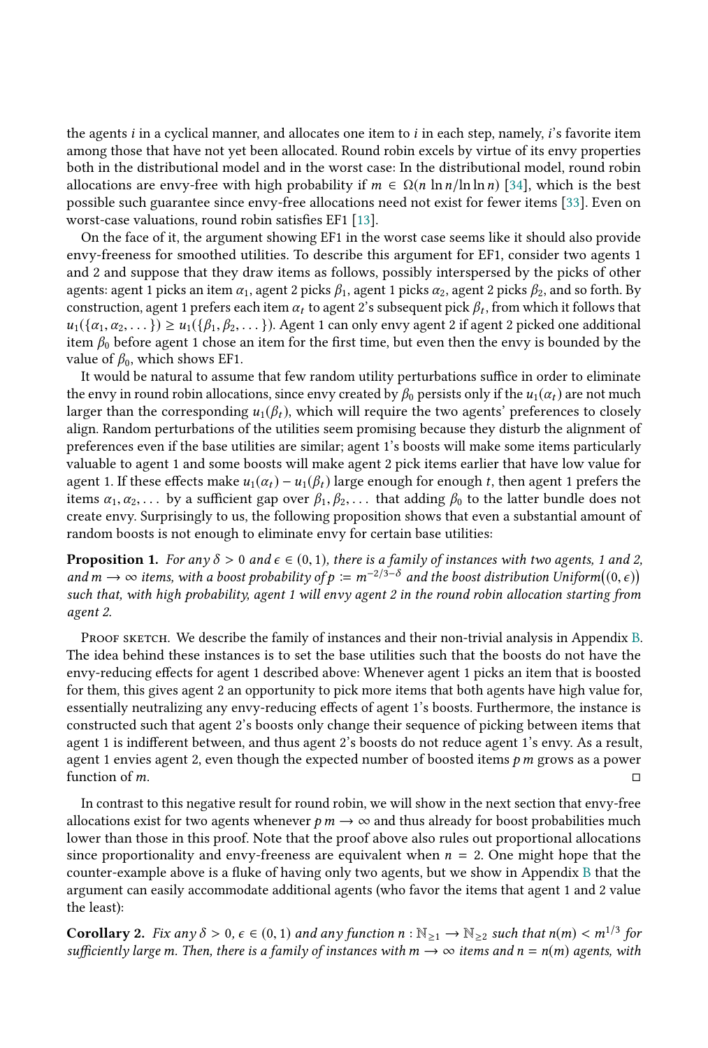the agents $i$ in a cyclical manner, and allocates one item to $i$ in each step, namely, $i$'s favorite item among those that have not yet been allocated. Round robin excels by virtue of its envy properties both in the distributional model and in the worst case: In the distributional model, round robin allocations are envy-free with high probability if $m \in \Omega(n \ln n / \ln \ln n)$ [34], which is the best possible such guarantee since envy-free allocations need not exist for fewer items [33]. Even on worst-case valuations, round robin satisfies EF1 [13].

On the face of it, the argument showing EF1 in the worst case seems like it should also provide envy-freeness for smoothed utilities. To describe this argument for EF1, consider two agents 1 and 2 and suppose that they draw items as follows, possibly interspersed by the picks of other agents: agent 1 picks an item $\alpha_1$, agent 2 picks $\beta_1$, agent 1 picks $\alpha_2$, agent 2 picks $\beta_2$, and so forth. By construction, agent 1 prefers each item $\alpha_t$ to agent 2's subsequent pick $\beta_t$, from which it follows that $u_1(\{\alpha_1, \alpha_2, \dots\}) \geq u_1(\{\beta_1, \beta_2, \dots\})$. Agent 1 can only envy agent 2 if agent 2 picked one additional item $\beta_0$ before agent 1 chose an item for the first time, but even then the envy is bounded by the value of $\beta_0$, which shows EF1.

It would be natural to assume that few random utility perturbations suffice in order to eliminate the envy in round robin allocations, since envy created by $\beta_0$ persists only if the $u_1(\alpha_t)$ are not much larger than the corresponding $u_1(\beta_t)$, which will require the two agents' preferences to closely align. Random perturbations of the utilities seem promising because they disturb the alignment of preferences even if the base utilities are similar; agent 1's boosts will make some items particularly valuable to agent 1 and some boosts will make agent 2 pick items earlier that have low value for agent 1. If these effects make $u_1(\alpha_t) - u_1(\beta_t)$ large enough for enough $t$, then agent 1 prefers the items $\alpha_1, \alpha_2, \dots$ by a sufficient gap over $\beta_1, \beta_2, \dots$ that adding $\beta_0$ to the latter bundle does not create envy. Surprisingly to us, the following proposition shows that even a substantial amount of random boosts is not enough to eliminate envy for certain base utilities:

**Proposition 1.** *For any $\delta > 0$ and $\epsilon \in (0, 1)$, there is a family of instances with two agents, 1 and 2, and $m \to \infty$ items, with a boost probability of $p := m^{-2/3-\delta}$ and the boost distribution Uniform$\big((0, \epsilon)\big)$ such that, with high probability, agent 1 will envy agent 2 in the round robin allocation starting from agent 2.*

Proof sketch. We describe the family of instances and their non-trivial analysis in Appendix B. The idea behind these instances is to set the base utilities such that the boosts do not have the envy-reducing effects for agent 1 described above: Whenever agent 1 picks an item that is boosted for them, this gives agent 2 an opportunity to pick more items that both agents have high value for, essentially neutralizing any envy-reducing effects of agent 1's boosts. Furthermore, the instance is constructed such that agent 2's boosts only change their sequence of picking between items that agent 1 is indifferent between, and thus agent 2's boosts do not reduce agent 1's envy. As a result, agent 1 envies agent 2, even though the expected number of boosted items $p\,m$ grows as a power function of $m$. ◻

In contrast to this negative result for round robin, we will show in the next section that envy-free allocations exist for two agents whenever $p\,m \to \infty$ and thus already for boost probabilities much lower than those in this proof. Note that the proof above also rules out proportional allocations since proportionality and envy-freeness are equivalent when $n = 2$. One might hope that the counter-example above is a fluke of having only two agents, but we show in Appendix B that the argument can easily accommodate additional agents (who favor the items that agent 1 and 2 value the least):

**Corollary 2.** *Fix any $\delta > 0$, $\epsilon \in (0, 1)$ and any function $n : \mathbb{N}_{\geq 1} \to \mathbb{N}_{\geq 2}$ such that $n(m) < m^{1/3}$ for sufficiently large $m$. Then, there is a family of instances with $m \to \infty$ items and $n = n(m)$ agents, with*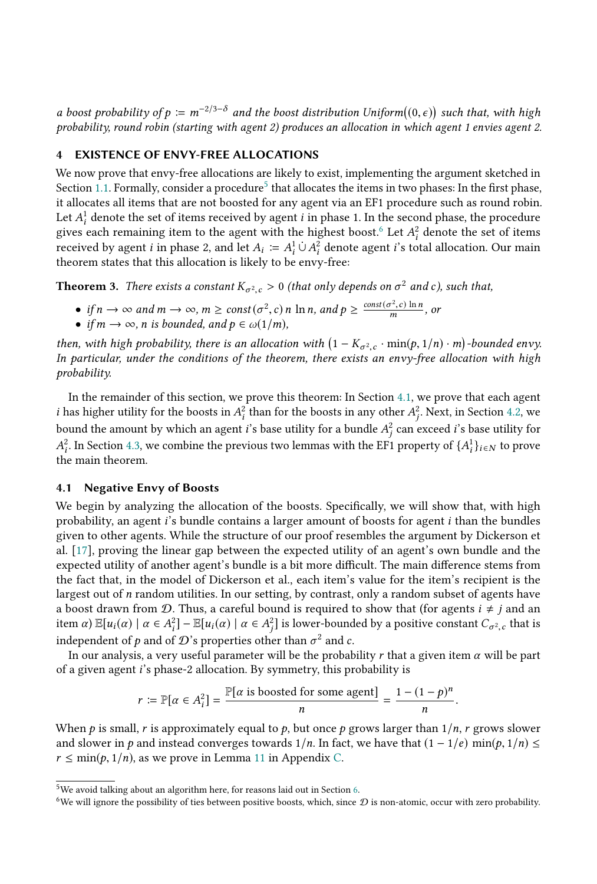*a boost probability of $p := m^{-2/3-\delta}$ and the boost distribution Uniform$\big((0,\epsilon)\big)$ such that, with high probability, round robin (starting with agent 2) produces an allocation in which agent 1 envies agent 2.*

## 4 EXISTENCE OF ENVY-FREE ALLOCATIONS

We now prove that envy-free allocations are likely to exist, implementing the argument sketched in Section 1.1. Formally, consider a procedure[5] that allocates the items in two phases: In the first phase, it allocates all items that are not boosted for any agent via an EF1 procedure such as round robin. Let $A_i^1$ denote the set of items received by agent $i$ in phase 1. In the second phase, the procedure gives each remaining item to the agent with the highest boost.[6] Let $A_i^2$ denote the set of items received by agent $i$ in phase 2, and let $A_i := A_i^1 \dot\cup A_i^2$ denote agent $i$'s total allocation. Our main theorem states that this allocation is likely to be envy-free:

**Theorem 3.** *There exists a constant $K_{\sigma^2,c} > 0$ (that only depends on $\sigma^2$ and $c$), such that,*

- *if $n \to \infty$ and $m \to \infty$, $m \geq const(\sigma^2, c)\, n \ln n$, and $p \geq \frac{const(\sigma^2,c) \ln n}{m}$, or*
- *if $m \to \infty$, $n$ is bounded, and $p \in \omega(1/m)$,*

*then, with high probability, there is an allocation with $\big(1 - K_{\sigma^2,c} \cdot \min(p, 1/n) \cdot m\big)$-bounded envy. In particular, under the conditions of the theorem, there exists an envy-free allocation with high probability.*

In the remainder of this section, we prove this theorem: In Section 4.1, we prove that each agent $i$ has higher utility for the boosts in $A_i^2$ than for the boosts in any other $A_j^2$. Next, in Section 4.2, we bound the amount by which an agent $i$'s base utility for a bundle $A_j^2$ can exceed $i$'s base utility for $A_i^2$. In Section 4.3, we combine the previous two lemmas with the EF1 property of $\{A_i^1\}_{i \in N}$ to prove the main theorem.

### 4.1 Negative Envy of Boosts

We begin by analyzing the allocation of the boosts. Specifically, we will show that, with high probability, an agent $i$'s bundle contains a larger amount of boosts for agent $i$ than the bundles given to other agents. While the structure of our proof resembles the argument by Dickerson et al. [17], proving the linear gap between the expected utility of an agent's own bundle and the expected utility of another agent's bundle is a bit more difficult. The main difference stems from the fact that, in the model of Dickerson et al., each item's value for the item's recipient is the largest out of $n$ random utilities. In our setting, by contrast, only a random subset of agents have a boost drawn from $\mathcal{D}$. Thus, a careful bound is required to show that (for agents $i \neq j$ and an item $\alpha$) $\mathbb{E}[u_i(\alpha) \mid \alpha \in A_i^2] - \mathbb{E}[u_i(\alpha) \mid \alpha \in A_j^2]$ is lower-bounded by a positive constant $C_{\sigma^2,c}$ that is independent of $p$ and of $\mathcal{D}$'s properties other than $\sigma^2$ and $c$.

In our analysis, a very useful parameter will be the probability $r$ that a given item $\alpha$ will be part of a given agent $i$'s phase-2 allocation. By symmetry, this probability is

$$r := \mathbb{P}[\alpha \in A_i^2] = \frac{\mathbb{P}[\alpha \text{ is boosted for some agent}]}{n} = \frac{1-(1-p)^n}{n}.$$

When $p$ is small, $r$ is approximately equal to $p$, but once $p$ grows larger than $1/n$, $r$ grows slower and slower in $p$ and instead converges towards $1/n$. In fact, we have that $(1 - 1/e)\min(p, 1/n) \leq r \leq \min(p, 1/n)$, as we prove in Lemma 11 in Appendix C.

[5] We avoid talking about an algorithm here, for reasons laid out in Section 6.

[6] We will ignore the possibility of ties between positive boosts, which, since $\mathcal{D}$ is non-atomic, occur with zero probability.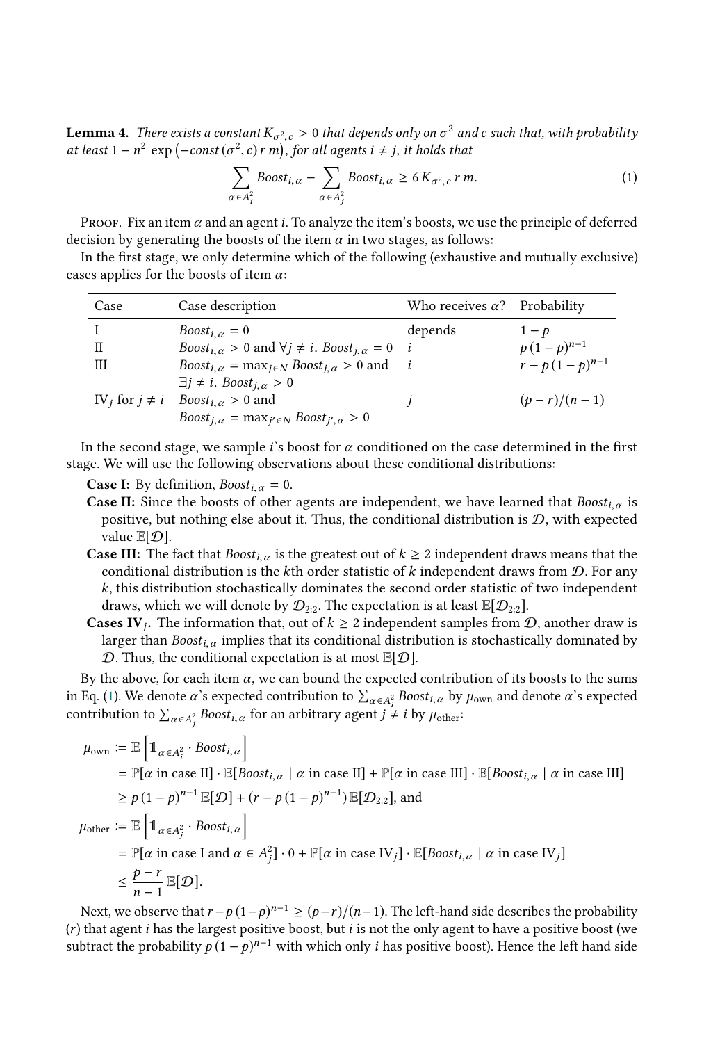**Lemma 4.** *There exists a constant $K_{\sigma^2,c} > 0$ that depends only on $\sigma^2$ and $c$ such that, with probability at least $1 - n^2 \exp\left(-const\,(\sigma^2, c)\, r\, m\right)$, for all agents $i \neq j$, it holds that*

$$\sum_{\alpha \in A_i^2} Boost_{i,\alpha} - \sum_{\alpha \in A_j^2} Boost_{i,\alpha} \geq 6\, K_{\sigma^2,c}\, r\, m. \tag{1}$$

Proof. Fix an item $\alpha$ and an agent $i$. To analyze the item's boosts, we use the principle of deferred decision by generating the boosts of the item $\alpha$ in two stages, as follows:

In the first stage, we only determine which of the following (exhaustive and mutually exclusive) cases applies for the boosts of item $\alpha$:

| Case | Case description | Who receives $\alpha$? | Probability |
|---|---|---|---|
| I | $Boost_{i,\alpha} = 0$ | depends | $1 - p$ |
| II | $Boost_{i,\alpha} > 0$ and $\forall j \neq i.\ Boost_{j,\alpha} = 0$ | $i$ | $p\,(1-p)^{n-1}$ |
| III | $Boost_{i,\alpha} = \max_{j \in N} Boost_{j,\alpha} > 0$ and $\exists j \neq i.\ Boost_{j,\alpha} > 0$ | $i$ | $r - p\,(1-p)^{n-1}$ |
| IV$_j$ for $j \neq i$ | $Boost_{i,\alpha} > 0$ and $Boost_{j,\alpha} = \max_{j' \in N} Boost_{j',\alpha} > 0$ | $j$ | $(p - r)/(n-1)$ |

In the second stage, we sample $i$'s boost for $\alpha$ conditioned on the case determined in the first stage. We will use the following observations about these conditional distributions:

**Case I:** By definition, $Boost_{i,\alpha} = 0$.

**Case II:** Since the boosts of other agents are independent, we have learned that $Boost_{i,\alpha}$ is positive, but nothing else about it. Thus, the conditional distribution is $\mathcal{D}$, with expected value $\mathbb{E}[\mathcal{D}]$.

**Case III:** The fact that $Boost_{i,\alpha}$ is the greatest out of $k \geq 2$ independent draws means that the conditional distribution is the $k$th order statistic of $k$ independent draws from $\mathcal{D}$. For any $k$, this distribution stochastically dominates the second order statistic of two independent draws, which we will denote by $\mathcal{D}_{2:2}$. The expectation is at least $\mathbb{E}[\mathcal{D}_{2:2}]$.

**Cases IV$_j$.** The information that, out of $k \geq 2$ independent samples from $\mathcal{D}$, another draw is larger than $Boost_{i,\alpha}$ implies that its conditional distribution is stochastically dominated by $\mathcal{D}$. Thus, the conditional expectation is at most $\mathbb{E}[\mathcal{D}]$.

By the above, for each item $\alpha$, we can bound the expected contribution of its boosts to the sums in Eq. (1). We denote $\alpha$'s expected contribution to $\sum_{\alpha \in A_i^2} Boost_{i,\alpha}$ by $\mu_{\text{own}}$ and denote $\alpha$'s expected contribution to $\sum_{\alpha \in A_j^2} Boost_{i,\alpha}$ for an arbitrary agent $j \neq i$ by $\mu_{\text{other}}$:

$$\begin{aligned}
\mu_{\text{own}} &:= \mathbb{E}\left[\mathbb{1}_{\alpha \in A_i^2} \cdot Boost_{i,\alpha}\right] \\
&= \mathbb{P}[\alpha \text{ in case II}] \cdot \mathbb{E}[Boost_{i,\alpha} \mid \alpha \text{ in case II}] + \mathbb{P}[\alpha \text{ in case III}] \cdot \mathbb{E}[Boost_{i,\alpha} \mid \alpha \text{ in case III}] \\
&\geq p\,(1-p)^{n-1}\,\mathbb{E}[\mathcal{D}] + (r - p\,(1-p)^{n-1})\,\mathbb{E}[\mathcal{D}_{2:2}], \text{ and} \\
\mu_{\text{other}} &:= \mathbb{E}\left[\mathbb{1}_{\alpha \in A_j^2} \cdot Boost_{i,\alpha}\right] \\
&= \mathbb{P}[\alpha \text{ in case I and } \alpha \in A_j^2] \cdot 0 + \mathbb{P}[\alpha \text{ in case IV}_j] \cdot \mathbb{E}[Boost_{i,\alpha} \mid \alpha \text{ in case IV}_j] \\
&\leq \frac{p-r}{n-1}\,\mathbb{E}[\mathcal{D}].
\end{aligned}$$

Next, we observe that $r - p\,(1-p)^{n-1} \geq (p-r)/(n-1)$. The left-hand side describes the probability ($r$) that agent $i$ has the largest positive boost, but $i$ is not the only agent to have a positive boost (we subtract the probability $p\,(1-p)^{n-1}$ with which only $i$ has positive boost). Hence the left hand side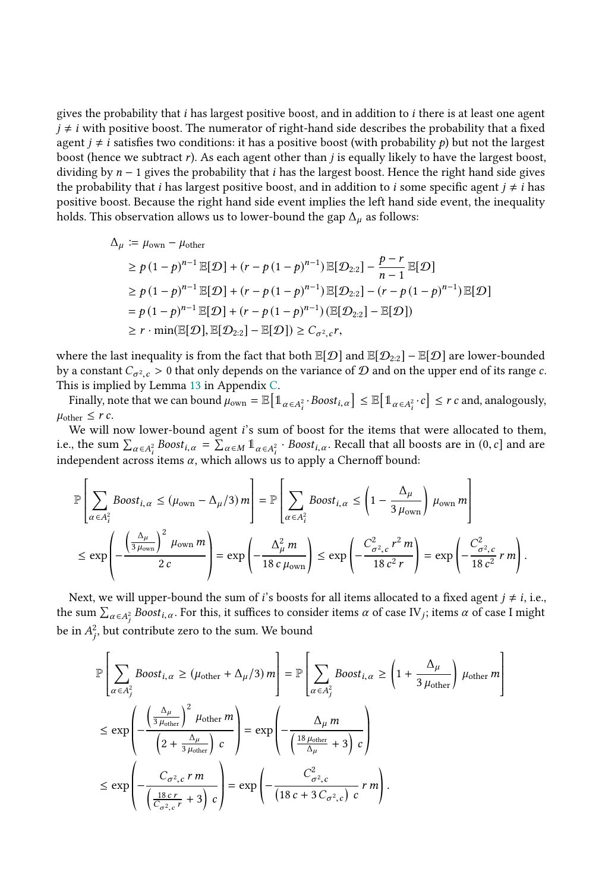gives the probability that $i$ has largest positive boost, and in addition to $i$ there is at least one agent $j \neq i$ with positive boost. The numerator of right-hand side describes the probability that a fixed agent $j \neq i$ satisfies two conditions: it has a positive boost (with probability $p$) but not the largest boost (hence we subtract $r$). As each agent other than $j$ is equally likely to have the largest boost, dividing by $n-1$ gives the probability that $i$ has the largest boost. Hence the right hand side gives the probability that $i$ has largest positive boost, and in addition to $i$ some specific agent $j \neq i$ has positive boost. Because the right hand side event implies the left hand side event, the inequality holds. This observation allows us to lower-bound the gap $\Delta_\mu$ as follows:

$$
\begin{aligned}
\Delta_\mu &:= \mu_{\text{own}} - \mu_{\text{other}} \\
&\geq p\,(1-p)^{n-1}\,\mathbb{E}[\mathcal{D}] + (r - p\,(1-p)^{n-1})\,\mathbb{E}[\mathcal{D}_{2:2}] - \frac{p-r}{n-1}\,\mathbb{E}[\mathcal{D}] \\
&\geq p\,(1-p)^{n-1}\,\mathbb{E}[\mathcal{D}] + (r - p\,(1-p)^{n-1})\,\mathbb{E}[\mathcal{D}_{2:2}] - (r - p\,(1-p)^{n-1})\,\mathbb{E}[\mathcal{D}] \\
&= p\,(1-p)^{n-1}\,\mathbb{E}[\mathcal{D}] + (r - p\,(1-p)^{n-1})\,(\mathbb{E}[\mathcal{D}_{2:2}] - \mathbb{E}[\mathcal{D}]) \\
&\geq r \cdot \min(\mathbb{E}[\mathcal{D}], \mathbb{E}[\mathcal{D}_{2:2}] - \mathbb{E}[\mathcal{D}]) \geq C_{\sigma^2,c}\, r,
\end{aligned}
$$

where the last inequality is from the fact that both $\mathbb{E}[\mathcal{D}]$ and $\mathbb{E}[\mathcal{D}_{2:2}] - \mathbb{E}[\mathcal{D}]$ are lower-bounded by a constant $C_{\sigma^2,c} > 0$ that only depends on the variance of $\mathcal{D}$ and on the upper end of its range $c$. This is implied by Lemma 13 in Appendix C.

Finally, note that we can bound $\mu_{\text{own}} = \mathbb{E}\big[\mathbb{1}_{\alpha \in A_i^2} \cdot \mathit{Boost}_{i,\alpha}\big] \leq \mathbb{E}\big[\mathbb{1}_{\alpha \in A_i^2} \cdot c\big] \leq r\,c$ and, analogously, $\mu_{\text{other}} \leq r\,c$.

We will now lower-bound agent $i$'s sum of boost for the items that were allocated to them, i.e., the sum $\sum_{\alpha \in A_i^2} \mathit{Boost}_{i,\alpha} = \sum_{\alpha \in M} \mathbb{1}_{\alpha \in A_i^2} \cdot \mathit{Boost}_{i,\alpha}$. Recall that all boosts are in $(0, c]$ and are independent across items $\alpha$, which allows us to apply a Chernoff bound:

$$
\begin{aligned}
&\mathbb{P}\left[\sum_{\alpha \in A_i^2} \mathit{Boost}_{i,\alpha} \leq (\mu_{\text{own}} - \Delta_\mu/3)\,m\right] = \mathbb{P}\left[\sum_{\alpha \in A_i^2} \mathit{Boost}_{i,\alpha} \leq \left(1 - \frac{\Delta_\mu}{3\,\mu_{\text{own}}}\right)\mu_{\text{own}}\,m\right] \\
&\leq \exp\left(-\frac{\left(\frac{\Delta_\mu}{3\,\mu_{\text{own}}}\right)^2 \mu_{\text{own}}\,m}{2\,c}\right) = \exp\left(-\frac{\Delta_\mu^2\,m}{18\,c\,\mu_{\text{own}}}\right) \leq \exp\left(-\frac{C_{\sigma^2,c}^2\,r^2\,m}{18\,c^2\,r}\right) = \exp\left(-\frac{C_{\sigma^2,c}^2}{18\,c^2}\,r\,m\right).
\end{aligned}
$$

Next, we will upper-bound the sum of $i$'s boosts for all items allocated to a fixed agent $j \neq i$, i.e., the sum $\sum_{\alpha \in A_j^2} \mathit{Boost}_{i,\alpha}$. For this, it suffices to consider items $\alpha$ of case IV$_j$; items $\alpha$ of case I might be in $A_j^2$, but contribute zero to the sum. We bound

$$
\begin{aligned}
&\mathbb{P}\left[\sum_{\alpha \in A_j^2} \mathit{Boost}_{i,\alpha} \geq (\mu_{\text{other}} + \Delta_\mu/3)\,m\right] = \mathbb{P}\left[\sum_{\alpha \in A_j^2} \mathit{Boost}_{i,\alpha} \geq \left(1 + \frac{\Delta_\mu}{3\,\mu_{\text{other}}}\right)\mu_{\text{other}}\,m\right] \\
&\leq \exp\left(-\frac{\left(\frac{\Delta_\mu}{3\,\mu_{\text{other}}}\right)^2 \mu_{\text{other}}\,m}{\left(2 + \frac{\Delta_\mu}{3\,\mu_{\text{other}}}\right)\,c}\right) = \exp\left(-\frac{\Delta_\mu\,m}{\left(\frac{18\,\mu_{\text{other}}}{\Delta_\mu} + 3\right)\,c}\right) \\
&\leq \exp\left(-\frac{C_{\sigma^2,c}\,r\,m}{\left(\frac{18\,c\,r}{C_{\sigma^2,c}\,r} + 3\right)\,c}\right) = \exp\left(-\frac{C_{\sigma^2,c}^2}{\left(18\,c + 3\,C_{\sigma^2,c}\right)\,c}\,r\,m\right).
\end{aligned}
$$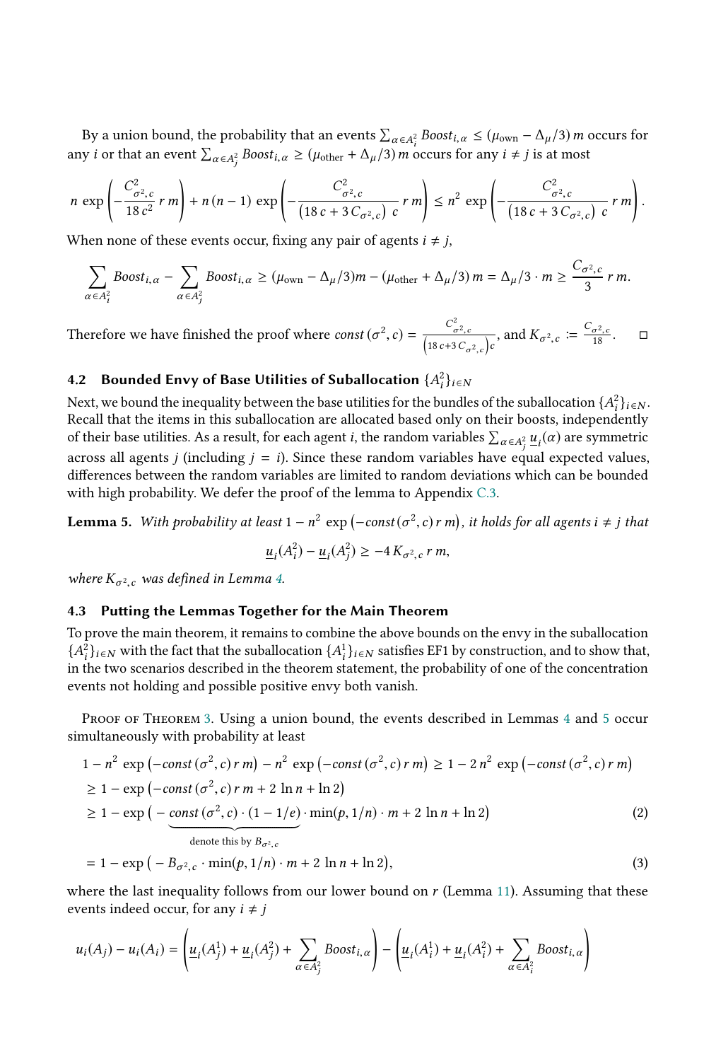By a union bound, the probability that an events $\sum_{\alpha \in A_i^2} Boost_{i,\alpha} \leq (\mu_{\text{own}} - \Delta_\mu/3)\, m$ occurs for any $i$ or that an event $\sum_{\alpha \in A_j^2} Boost_{i,\alpha} \geq (\mu_{\text{other}} + \Delta_\mu/3)\, m$ occurs for any $i \neq j$ is at most

$$n \, \exp\left(-\frac{C^2_{\sigma^2,c}}{18\, c^2}\, r\, m\right) + n\,(n-1)\, \exp\left(-\frac{C^2_{\sigma^2,c}}{\left(18\, c + 3\, C_{\sigma^2,c}\right)\, c}\, r\, m\right) \leq n^2 \, \exp\left(-\frac{C^2_{\sigma^2,c}}{\left(18\, c + 3\, C_{\sigma^2,c}\right)\, c}\, r\, m\right).$$

When none of these events occur, fixing any pair of agents $i \neq j$,

$$\sum_{\alpha \in A_i^2} Boost_{i,\alpha} - \sum_{\alpha \in A_j^2} Boost_{i,\alpha} \geq (\mu_{\text{own}} - \Delta_\mu/3) m - (\mu_{\text{other}} + \Delta_\mu/3)\, m = \Delta_\mu/3 \cdot m \geq \frac{C_{\sigma^2,c}}{3}\, r\, m.$$

Therefore we have finished the proof where $const\,(\sigma^2, c) = \frac{C^2_{\sigma^2,c}}{\left(18\, c + 3\, C_{\sigma^2,c}\right) c}$, and $K_{\sigma^2,c} := \frac{C_{\sigma^2,c}}{18}$. □

## 4.2 Bounded Envy of Base Utilities of Suballocation $\{A_i^2\}_{i \in N}$

Next, we bound the inequality between the base utilities for the bundles of the suballocation $\{A_i^2\}_{i \in N}$. Recall that the items in this suballocation are allocated based only on their boosts, independently of their base utilities. As a result, for each agent $i$, the random variables $\sum_{\alpha \in A_j^2} \underline{u}_i(\alpha)$ are symmetric across all agents $j$ (including $j = i$). Since these random variables have equal expected values, differences between the random variables are limited to random deviations which can be bounded with high probability. We defer the proof of the lemma to Appendix C.3.

**Lemma 5.** *With probability at least $1 - n^2 \, \exp\left(-const(\sigma^2, c)\, r\, m\right)$, it holds for all agents $i \neq j$ that*

$$\underline{u}_i(A_i^2) - \underline{u}_i(A_j^2) \geq -4\, K_{\sigma^2,c}\, r\, m,$$

*where $K_{\sigma^2,c}$ was defined in Lemma 4.*

## 4.3 Putting the Lemmas Together for the Main Theorem

To prove the main theorem, it remains to combine the above bounds on the envy in the suballocation $\{A_i^2\}_{i \in N}$ with the fact that the suballocation $\{A_i^1\}_{i \in N}$ satisfies EF1 by construction, and to show that, in the two scenarios described in the theorem statement, the probability of one of the concentration events not holding and possible positive envy both vanish.

Proof of Theorem 3. Using a union bound, the events described in Lemmas 4 and 5 occur simultaneously with probability at least

$$\begin{aligned}
&1 - n^2 \, \exp\left(-const\,(\sigma^2, c)\, r\, m\right) - n^2 \, \exp\left(-const\,(\sigma^2, c)\, r\, m\right) \geq 1 - 2\, n^2 \, \exp\left(-const\,(\sigma^2, c)\, r\, m\right) \\
&\geq 1 - \exp\left(-const\,(\sigma^2, c)\, r\, m + 2\, \ln n + \ln 2\right) \\
&\geq 1 - \exp\Big(-\underbrace{const\,(\sigma^2, c) \cdot (1 - 1/e)}_{\text{denote this by } B_{\sigma^2,c}} \cdot \min(p, 1/n) \cdot m + 2\, \ln n + \ln 2\Big) \qquad (2) \\
&= 1 - \exp\left(-B_{\sigma^2,c} \cdot \min(p, 1/n) \cdot m + 2\, \ln n + \ln 2\right), \qquad (3)
\end{aligned}$$

where the last inequality follows from our lower bound on $r$ (Lemma 11). Assuming that these events indeed occur, for any $i \neq j$

$$u_i(A_j) - u_i(A_i) = \left(\underline{u}_i(A_j^1) + \underline{u}_i(A_j^2) + \sum_{\alpha \in A_j^2} Boost_{i,\alpha}\right) - \left(\underline{u}_i(A_i^1) + \underline{u}_i(A_i^2) + \sum_{\alpha \in A_i^2} Boost_{i,\alpha}\right)$$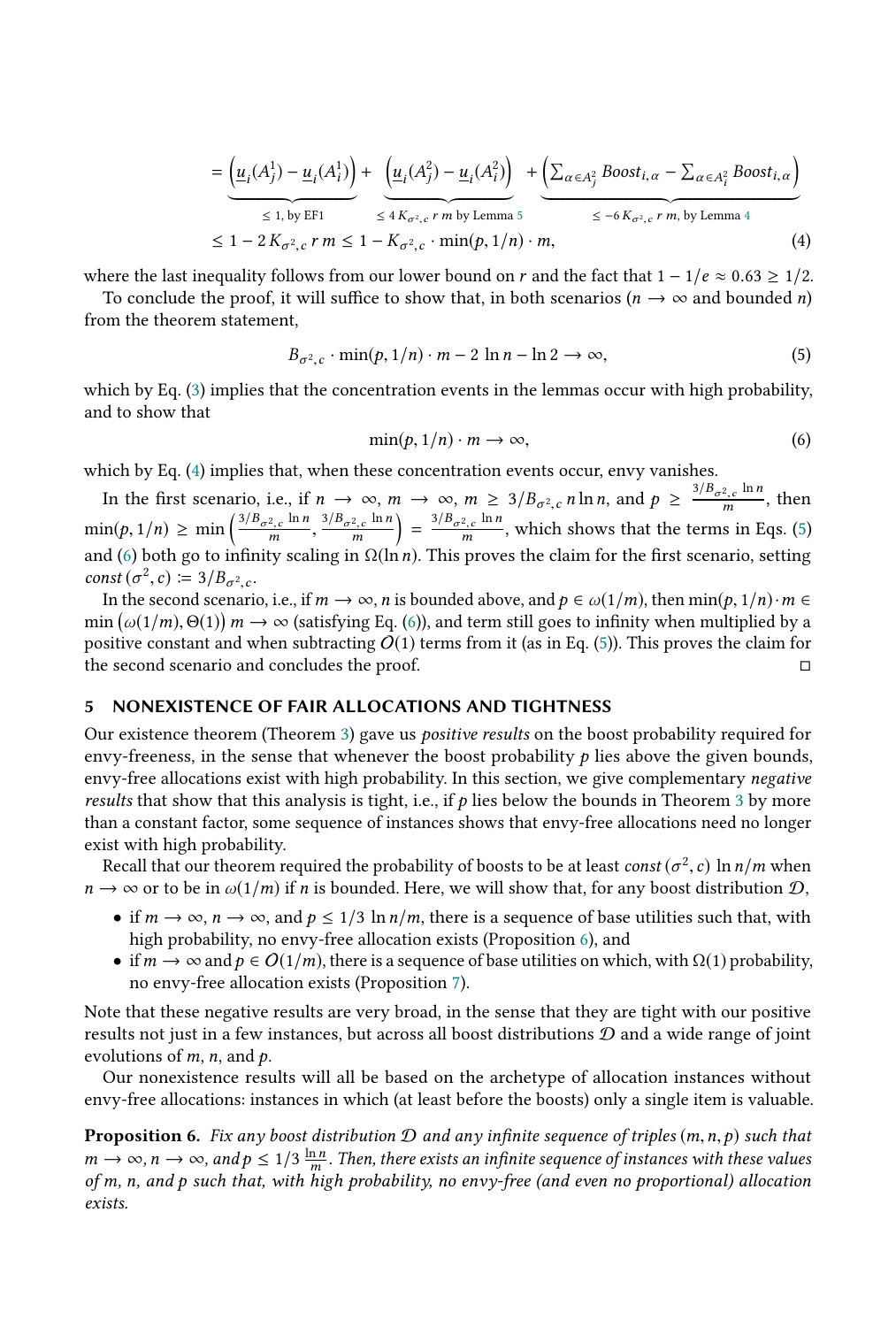$$= \underbrace{\left(\underline{u}_i(A_j^1) - \underline{u}_i(A_i^1)\right)}_{\leq 1, \text{ by EF1}} + \underbrace{\left(\underline{u}_i(A_j^2) - \underline{u}_i(A_i^2)\right)}_{\leq 4\, K_{\sigma^2,c}\, r\, m \text{ by Lemma 5}} + \underbrace{\left(\sum_{\alpha \in A_j^2} Boost_{i,\alpha} - \sum_{\alpha \in A_i^2} Boost_{i,\alpha}\right)}_{\leq -6\, K_{\sigma^2,c}\, r\, m, \text{ by Lemma 4}}$$

$$\leq 1 - 2\, K_{\sigma^2,c}\, r\, m \leq 1 - K_{\sigma^2,c} \cdot \min(p, 1/n) \cdot m, \tag{4}$$

where the last inequality follows from our lower bound on $r$ and the fact that $1 - 1/e \approx 0.63 \geq 1/2$.

To conclude the proof, it will suffice to show that, in both scenarios ($n \to \infty$ and bounded $n$) from the theorem statement,

$$B_{\sigma^2,c} \cdot \min(p, 1/n) \cdot m - 2 \ln n - \ln 2 \to \infty, \tag{5}$$

which by Eq. (3) implies that the concentration events in the lemmas occur with high probability, and to show that

$$\min(p, 1/n) \cdot m \to \infty, \tag{6}$$

which by Eq. (4) implies that, when these concentration events occur, envy vanishes.

In the first scenario, i.e., if $n \to \infty$, $m \to \infty$, $m \geq 3/B_{\sigma^2,c}\, n \ln n$, and $p \geq \frac{3/B_{\sigma^2,c} \ln n}{m}$, then $\min(p, 1/n) \geq \min\left(\frac{3/B_{\sigma^2,c} \ln n}{m}, \frac{3/B_{\sigma^2,c} \ln n}{m}\right) = \frac{3/B_{\sigma^2,c} \ln n}{m}$, which shows that the terms in Eqs. (5) and (6) both go to infinity scaling in $\Omega(\ln n)$. This proves the claim for the first scenario, setting $const\,(\sigma^2, c) \coloneqq 3/B_{\sigma^2,c}$.

In the second scenario, i.e., if $m \to \infty$, $n$ is bounded above, and $p \in \omega(1/m)$, then $\min(p, 1/n) \cdot m \in \min\left(\omega(1/m), \Theta(1)\right) m \to \infty$ (satisfying Eq. (6)), and term still goes to infinity when multiplied by a positive constant and when subtracting $O(1)$ terms from it (as in Eq. (5)). This proves the claim for the second scenario and concludes the proof. □

## 5 NONEXISTENCE OF FAIR ALLOCATIONS AND TIGHTNESS

Our existence theorem (Theorem 3) gave us *positive results* on the boost probability required for envy-freeness, in the sense that whenever the boost probability $p$ lies above the given bounds, envy-free allocations exist with high probability. In this section, we give complementary *negative results* that show that this analysis is tight, i.e., if $p$ lies below the bounds in Theorem 3 by more than a constant factor, some sequence of instances shows that envy-free allocations need no longer exist with high probability.

Recall that our theorem required the probability of boosts to be at least $const\,(\sigma^2, c) \ln n/m$ when $n \to \infty$ or to be in $\omega(1/m)$ if $n$ is bounded. Here, we will show that, for any boost distribution $\mathcal{D}$,

- if $m \to \infty$, $n \to \infty$, and $p \leq 1/3 \ln n/m$, there is a sequence of base utilities such that, with high probability, no envy-free allocation exists (Proposition 6), and
- if $m \to \infty$ and $p \in O(1/m)$, there is a sequence of base utilities on which, with $\Omega(1)$ probability, no envy-free allocation exists (Proposition 7).

Note that these negative results are very broad, in the sense that they are tight with our positive results not just in a few instances, but across all boost distributions $\mathcal{D}$ and a wide range of joint evolutions of $m$, $n$, and $p$.

Our nonexistence results will all be based on the archetype of allocation instances without envy-free allocations: instances in which (at least before the boosts) only a single item is valuable.

**Proposition 6.** *Fix any boost distribution $\mathcal{D}$ and any infinite sequence of triples $(m, n, p)$ such that $m \to \infty$, $n \to \infty$, and $p \leq 1/3\, \frac{\ln n}{m}$. Then, there exists an infinite sequence of instances with these values of m, n, and p such that, with high probability, no envy-free (and even no proportional) allocation exists.*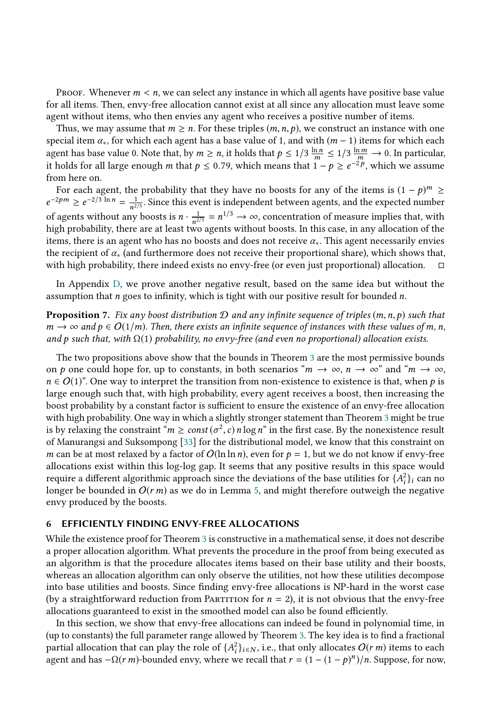Proof. Whenever $m < n$, we can select any instance in which all agents have positive base value for all items. Then, envy-free allocation cannot exist at all since any allocation must leave some agent without items, who then envies any agent who receives a positive number of items.

Thus, we may assume that $m \geq n$. For these triples $(m, n, p)$, we construct an instance with one special item $\alpha_*$, for which each agent has a base value of 1, and with $(m-1)$ items for which each agent has base value 0. Note that, by $m \geq n$, it holds that $p \leq 1/3 \, \frac{\ln n}{m} \leq 1/3 \, \frac{\ln m}{m} \to 0$. In particular, it holds for all large enough $m$ that $p \leq 0.79$, which means that $1 - p \geq e^{-2p}$, which we assume from here on.

For each agent, the probability that they have no boosts for any of the items is $(1-p)^m \geq e^{-2pm} \geq e^{-2/3 \ln n} = \frac{1}{n^{2/3}}$. Since this event is independent between agents, and the expected number of agents without any boosts is $n \cdot \frac{1}{n^{2/3}} = n^{1/3} \to \infty$, concentration of measure implies that, with high probability, there are at least two agents without boosts. In this case, in any allocation of the items, there is an agent who has no boosts and does not receive $\alpha_*$. This agent necessarily envies the recipient of $\alpha_*$ (and furthermore does not receive their proportional share), which shows that, with high probability, there indeed exists no envy-free (or even just proportional) allocation. □

In Appendix D, we prove another negative result, based on the same idea but without the assumption that $n$ goes to infinity, which is tight with our positive result for bounded $n$.

**Proposition 7.** *Fix any boost distribution $\mathcal{D}$ and any infinite sequence of triples $(m, n, p)$ such that $m \to \infty$ and $p \in O(1/m)$. Then, there exists an infinite sequence of instances with these values of $m$, $n$, and $p$ such that, with $\Omega(1)$ probability, no envy-free (and even no proportional) allocation exists.*

The two propositions above show that the bounds in Theorem 3 are the most permissive bounds on $p$ one could hope for, up to constants, in both scenarios "$m \to \infty$, $n \to \infty$" and "$m \to \infty$, $n \in O(1)$". One way to interpret the transition from non-existence to existence is that, when $p$ is large enough such that, with high probability, every agent receives a boost, then increasing the boost probability by a constant factor is sufficient to ensure the existence of an envy-free allocation with high probability. One way in which a slightly stronger statement than Theorem 3 might be true is by relaxing the constraint "$m \geq const(\sigma^2, c) \, n \log n$" in the first case. By the nonexistence result of Manurangsi and Suksompong [33] for the distributional model, we know that this constraint on $m$ can be at most relaxed by a factor of $O(\ln \ln n)$, even for $p = 1$, but we do not know if envy-free allocations exist within this log-log gap. It seems that any positive results in this space would require a different approach since the deviations of the base utilities for $\{A_i^2\}_i$ can no longer be bounded in $O(r\, m)$ as we do in Lemma 5, and might therefore outweigh the negative envy produced by the boosts.

## 6 EFFICIENTLY FINDING ENVY-FREE ALLOCATIONS

While the existence proof for Theorem 3 is constructive in a mathematical sense, it does not describe a proper allocation algorithm. What prevents the procedure in the proof from being executed as an algorithm is that the procedure allocates items based on their base utility and their boosts, whereas an allocation algorithm can only observe the utilities, not how these utilities decompose into base utilities and boosts. Since finding envy-free allocations is NP-hard in the worst case (by a straightforward reduction from Partition for $n = 2$), it is not obvious that the envy-free allocations guaranteed to exist in the smoothed model can also be found efficiently.

In this section, we show that envy-free allocations can indeed be found in polynomial time, in (up to constants) the full parameter range allowed by Theorem 3. The key idea is to find a fractional partial allocation that can play the role of $\{A_i^2\}_{i \in N}$, i.e., that only allocates $O(r\, m)$ items to each agent and has $-\Omega(r\, m)$-bounded envy, where we recall that $r = (1 - (1-p)^n)/n$. Suppose, for now,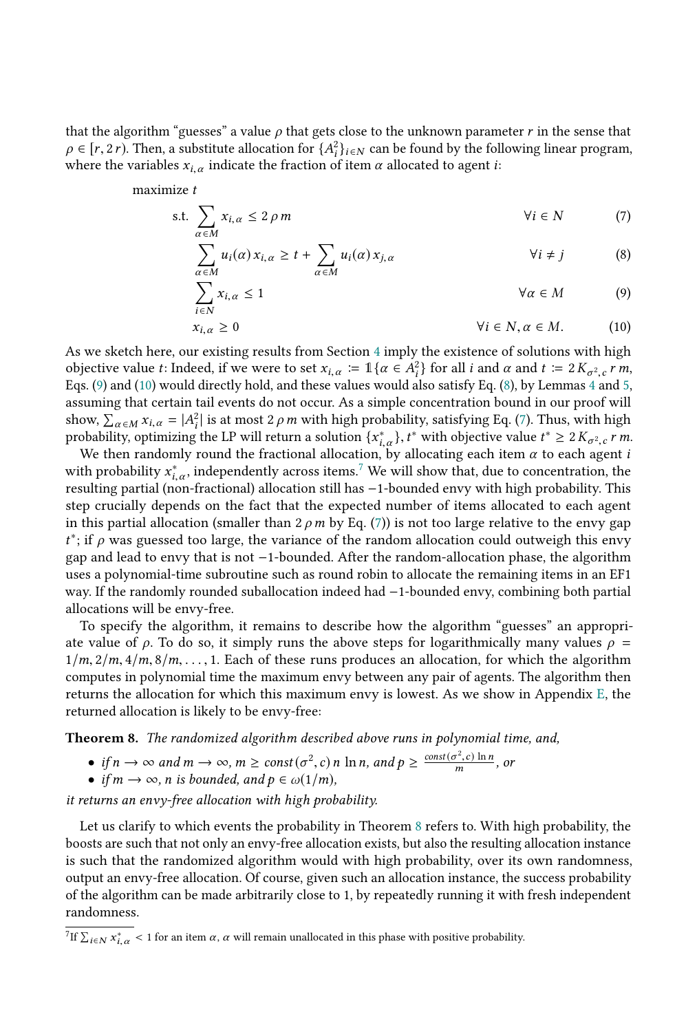that the algorithm "guesses" a value $\rho$ that gets close to the unknown parameter $r$ in the sense that $\rho \in [r, 2\,r)$. Then, a substitute allocation for $\{A_i^2\}_{i \in N}$ can be found by the following linear program, where the variables $x_{i,\alpha}$ indicate the fraction of item $\alpha$ allocated to agent $i$:

$$
\begin{aligned}
&\text{maximize } t \\
&\text{s.t. } \sum_{\alpha \in M} x_{i,\alpha} \leq 2\,\rho\,m && \forall i \in N && (7)\\
&\sum_{\alpha \in M} u_i(\alpha)\,x_{i,\alpha} \geq t + \sum_{\alpha \in M} u_i(\alpha)\,x_{j,\alpha} && \forall i \neq j && (8)\\
&\sum_{i \in N} x_{i,\alpha} \leq 1 && \forall \alpha \in M && (9)\\
&x_{i,\alpha} \geq 0 && \forall i \in N, \alpha \in M. && (10)
\end{aligned}
$$

As we sketch here, our existing results from Section 4 imply the existence of solutions with high objective value $t$: Indeed, if we were to set $x_{i,\alpha} := \mathbb{1}\{\alpha \in A_i^2\}$ for all $i$ and $\alpha$ and $t := 2\,K_{\sigma^2,c}\,r\,m$, Eqs. (9) and (10) would directly hold, and these values would also satisfy Eq. (8), by Lemmas 4 and 5, assuming that certain tail events do not occur. As a simple concentration bound in our proof will show, $\sum_{\alpha \in M} x_{i,\alpha} = |A_i^2|$ is at most $2\,\rho\,m$ with high probability, satisfying Eq. (7). Thus, with high probability, optimizing the LP will return a solution $\{x_{i,\alpha}^*\}, t^*$ with objective value $t^* \geq 2\,K_{\sigma^2,c}\,r\,m$.

We then randomly round the fractional allocation, by allocating each item $\alpha$ to each agent $i$ with probability $x_{i,\alpha}^*$, independently across items.[7] We will show that, due to concentration, the resulting partial (non-fractional) allocation still has $-1$-bounded envy with high probability. This step crucially depends on the fact that the expected number of items allocated to each agent in this partial allocation (smaller than $2\,\rho\,m$ by Eq. (7)) is not too large relative to the envy gap $t^*$; if $\rho$ was guessed too large, the variance of the random allocation could outweigh this envy gap and lead to envy that is not $-1$-bounded. After the random-allocation phase, the algorithm uses a polynomial-time subroutine such as round robin to allocate the remaining items in an EF1 way. If the randomly rounded suballocation indeed had $-1$-bounded envy, combining both partial allocations will be envy-free.

To specify the algorithm, it remains to describe how the algorithm "guesses" an appropriate value of $\rho$. To do so, it simply runs the above steps for logarithmically many values $\rho = 1/m, 2/m, 4/m, 8/m, \ldots, 1$. Each of these runs produces an allocation, for which the algorithm computes in polynomial time the maximum envy between any pair of agents. The algorithm then returns the allocation for which this maximum envy is lowest. As we show in Appendix E, the returned allocation is likely to be envy-free:

**Theorem 8.** *The randomized algorithm described above runs in polynomial time, and,*

- *if $n \to \infty$ and $m \to \infty$, $m \geq const(\sigma^2, c)\,n\,\ln n$, and $p \geq \frac{const(\sigma^2,c)\,\ln n}{m}$, or*
- *if $m \to \infty$, $n$ is bounded, and $p \in \omega(1/m)$,*

*it returns an envy-free allocation with high probability.*

Let us clarify to which events the probability in Theorem 8 refers to. With high probability, the boosts are such that not only an envy-free allocation exists, but also the resulting allocation instance is such that the randomized algorithm would with high probability, over its own randomness, output an envy-free allocation. Of course, given such an allocation instance, the success probability of the algorithm can be made arbitrarily close to 1, by repeatedly running it with fresh independent randomness.

[7] If $\sum_{i \in N} x_{i,\alpha}^* < 1$ for an item $\alpha$, $\alpha$ will remain unallocated in this phase with positive probability.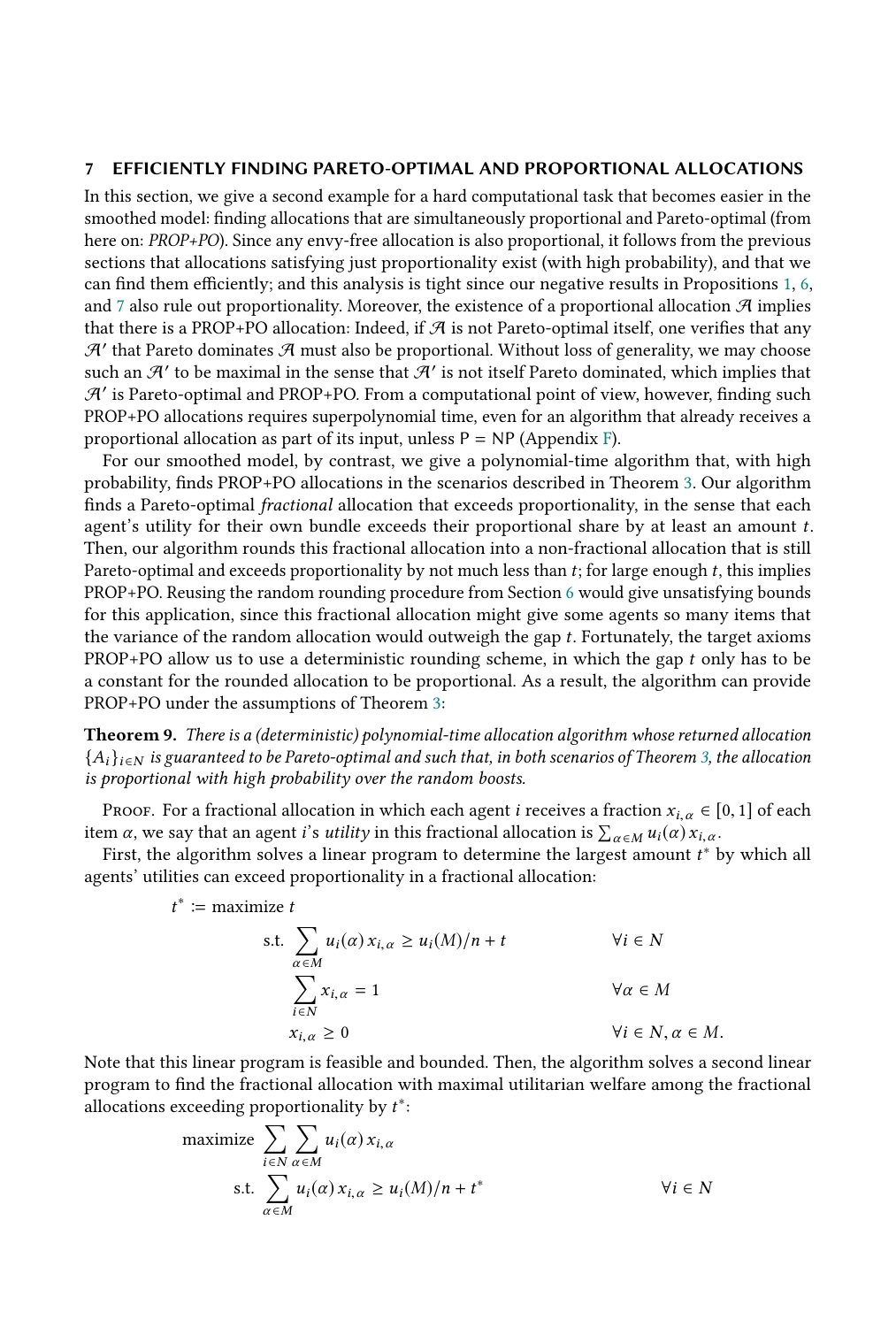## 7 EFFICIENTLY FINDING PARETO-OPTIMAL AND PROPORTIONAL ALLOCATIONS

In this section, we give a second example for a hard computational task that becomes easier in the smoothed model: finding allocations that are simultaneously proportional and Pareto-optimal (from here on: *PROP+PO*). Since any envy-free allocation is also proportional, it follows from the previous sections that allocations satisfying just proportionality exist (with high probability), and that we can find them efficiently; and this analysis is tight since our negative results in Propositions 1, 6, and 7 also rule out proportionality. Moreover, the existence of a proportional allocation $\mathcal{A}$ implies that there is a PROP+PO allocation: Indeed, if $\mathcal{A}$ is not Pareto-optimal itself, one verifies that any $\mathcal{A}'$ that Pareto dominates $\mathcal{A}$ must also be proportional. Without loss of generality, we may choose such an $\mathcal{A}'$ to be maximal in the sense that $\mathcal{A}'$ is not itself Pareto dominated, which implies that $\mathcal{A}'$ is Pareto-optimal and PROP+PO. From a computational point of view, however, finding such PROP+PO allocations requires superpolynomial time, even for an algorithm that already receives a proportional allocation as part of its input, unless P = NP (Appendix F).

For our smoothed model, by contrast, we give a polynomial-time algorithm that, with high probability, finds PROP+PO allocations in the scenarios described in Theorem 3. Our algorithm finds a Pareto-optimal *fractional* allocation that exceeds proportionality, in the sense that each agent's utility for their own bundle exceeds their proportional share by at least an amount $t$. Then, our algorithm rounds this fractional allocation into a non-fractional allocation that is still Pareto-optimal and exceeds proportionality by not much less than $t$; for large enough $t$, this implies PROP+PO. Reusing the random rounding procedure from Section 6 would give unsatisfying bounds for this application, since this fractional allocation might give some agents so many items that the variance of the random allocation would outweigh the gap $t$. Fortunately, the target axioms PROP+PO allow us to use a deterministic rounding scheme, in which the gap $t$ only has to be a constant for the rounded allocation to be proportional. As a result, the algorithm can provide PROP+PO under the assumptions of Theorem 3:

**Theorem 9.** *There is a (deterministic) polynomial-time allocation algorithm whose returned allocation $\{A_i\}_{i \in N}$ is guaranteed to be Pareto-optimal and such that, in both scenarios of Theorem 3, the allocation is proportional with high probability over the random boosts.*

Proof. For a fractional allocation in which each agent $i$ receives a fraction $x_{i,\alpha} \in [0, 1]$ of each item $\alpha$, we say that an agent $i$'s *utility* in this fractional allocation is $\sum_{\alpha \in M} u_i(\alpha)\, x_{i,\alpha}$.

First, the algorithm solves a linear program to determine the largest amount $t^*$ by which all agents' utilities can exceed proportionality in a fractional allocation:

$$
\begin{aligned}
t^* := \text{maximize } & t \\
\text{s.t. } & \sum_{\alpha \in M} u_i(\alpha)\, x_{i,\alpha} \geq u_i(M)/n + t && \forall i \in N \\
& \sum_{i \in N} x_{i,\alpha} = 1 && \forall \alpha \in M \\
& x_{i,\alpha} \geq 0 && \forall i \in N, \alpha \in M.
\end{aligned}
$$

Note that this linear program is feasible and bounded. Then, the algorithm solves a second linear program to find the fractional allocation with maximal utilitarian welfare among the fractional allocations exceeding proportionality by $t^*$:

$$
\begin{aligned}
\text{maximize } & \sum_{i \in N} \sum_{\alpha \in M} u_i(\alpha)\, x_{i,\alpha} \\
\text{s.t. } & \sum_{\alpha \in M} u_i(\alpha)\, x_{i,\alpha} \geq u_i(M)/n + t^* && \forall i \in N
\end{aligned}
$$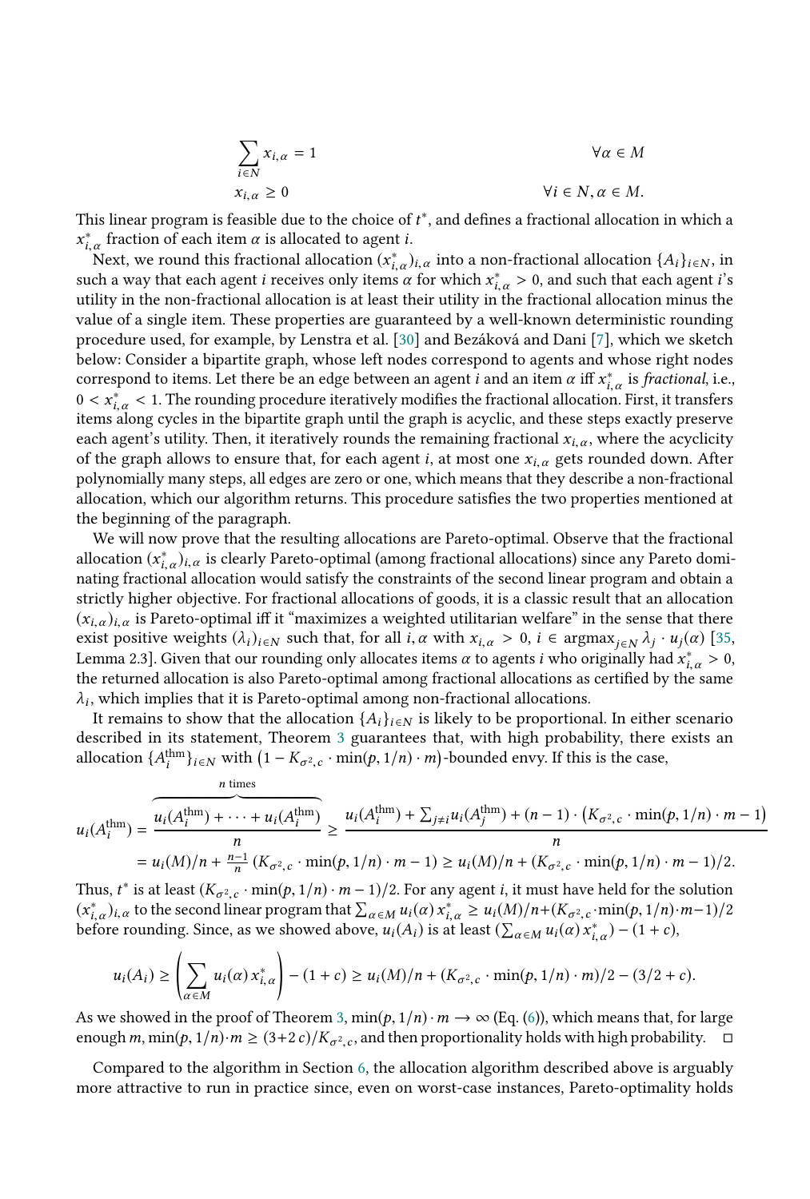$$
\begin{aligned}
\sum_{i \in N} x_{i,\alpha} &= 1 && \forall \alpha \in M \\
x_{i,\alpha} &\geq 0 && \forall i \in N, \alpha \in M.
\end{aligned}
$$

This linear program is feasible due to the choice of $t^*$, and defines a fractional allocation in which a $x^*_{i,\alpha}$ fraction of each item $\alpha$ is allocated to agent $i$.

Next, we round this fractional allocation $(x^*_{i,\alpha})_{i,\alpha}$ into a non-fractional allocation $\{A_i\}_{i \in N}$, in such a way that each agent $i$ receives only items $\alpha$ for which $x^*_{i,\alpha} > 0$, and such that each agent $i$'s utility in the non-fractional allocation is at least their utility in the fractional allocation minus the value of a single item. These properties are guaranteed by a well-known deterministic rounding procedure used, for example, by Lenstra et al. [30] and Bezáková and Dani [7], which we sketch below: Consider a bipartite graph, whose left nodes correspond to agents and whose right nodes correspond to items. Let there be an edge between an agent $i$ and an item $\alpha$ iff $x^*_{i,\alpha}$ is *fractional*, i.e., $0 < x^*_{i,\alpha} < 1$. The rounding procedure iteratively modifies the fractional allocation. First, it transfers items along cycles in the bipartite graph until the graph is acyclic, and these steps exactly preserve each agent's utility. Then, it iteratively rounds the remaining fractional $x_{i,\alpha}$, where the acyclicity of the graph allows to ensure that, for each agent $i$, at most one $x_{i,\alpha}$ gets rounded down. After polynomially many steps, all edges are zero or one, which means that they describe a non-fractional allocation, which our algorithm returns. This procedure satisfies the two properties mentioned at the beginning of the paragraph.

We will now prove that the resulting allocations are Pareto-optimal. Observe that the fractional allocation $(x^*_{i,\alpha})_{i,\alpha}$ is clearly Pareto-optimal (among fractional allocations) since any Pareto dominating fractional allocation would satisfy the constraints of the second linear program and obtain a strictly higher objective. For fractional allocations of goods, it is a classic result that an allocation $(x_{i,\alpha})_{i,\alpha}$ is Pareto-optimal iff it "maximizes a weighted utilitarian welfare" in the sense that there exist positive weights $(\lambda_i)_{i \in N}$ such that, for all $i, \alpha$ with $x_{i,\alpha} > 0$, $i \in \operatorname{argmax}_{j \in N} \lambda_j \cdot u_j(\alpha)$ [35, Lemma 2.3]. Given that our rounding only allocates items $\alpha$ to agents $i$ who originally had $x^*_{i,\alpha} > 0$, the returned allocation is also Pareto-optimal among fractional allocations as certified by the same $\lambda_i$, which implies that it is Pareto-optimal among non-fractional allocations.

It remains to show that the allocation $\{A_i\}_{i \in N}$ is likely to be proportional. In either scenario described in its statement, Theorem 3 guarantees that, with high probability, there exists an allocation $\{A^{\text{thm}}_i\}_{i \in N}$ with $\big(1 - K_{\sigma^2,c} \cdot \min(p, 1/n) \cdot m\big)$-bounded envy. If this is the case,

$$
\begin{aligned}
u_i(A^{\text{thm}}_i) &= \frac{\overbrace{u_i(A^{\text{thm}}_i) + \cdots + u_i(A^{\text{thm}}_i)}^{n \text{ times}}}{n} \geq \frac{u_i(A^{\text{thm}}_i) + \sum_{j \neq i} u_i(A^{\text{thm}}_j) + (n-1) \cdot \big(K_{\sigma^2,c} \cdot \min(p, 1/n) \cdot m - 1\big)}{n} \\
&= u_i(M)/n + \tfrac{n-1}{n}\,(K_{\sigma^2,c} \cdot \min(p, 1/n) \cdot m - 1) \geq u_i(M)/n + (K_{\sigma^2,c} \cdot \min(p, 1/n) \cdot m - 1)/2.
\end{aligned}
$$

Thus, $t^*$ is at least $(K_{\sigma^2,c} \cdot \min(p, 1/n) \cdot m - 1)/2$. For any agent $i$, it must have held for the solution $(x^*_{i,\alpha})_{i,\alpha}$ to the second linear program that $\sum_{\alpha \in M} u_i(\alpha)\, x^*_{i,\alpha} \geq u_i(M)/n + (K_{\sigma^2,c} \cdot \min(p, 1/n) \cdot m - 1)/2$ before rounding. Since, as we showed above, $u_i(A_i)$ is at least $(\sum_{\alpha \in M} u_i(\alpha)\, x^*_{i,\alpha}) - (1 + c)$,

$$
u_i(A_i) \geq \left(\sum_{\alpha \in M} u_i(\alpha)\, x^*_{i,\alpha}\right) - (1 + c) \geq u_i(M)/n + (K_{\sigma^2,c} \cdot \min(p, 1/n) \cdot m)/2 - (3/2 + c).
$$

As we showed in the proof of Theorem 3, $\min(p, 1/n) \cdot m \to \infty$ (Eq. (6)), which means that, for large enough $m$, $\min(p, 1/n) \cdot m \geq (3+2\,c)/K_{\sigma^2,c}$, and then proportionality holds with high probability. □

Compared to the algorithm in Section 6, the allocation algorithm described above is arguably more attractive to run in practice since, even on worst-case instances, Pareto-optimality holds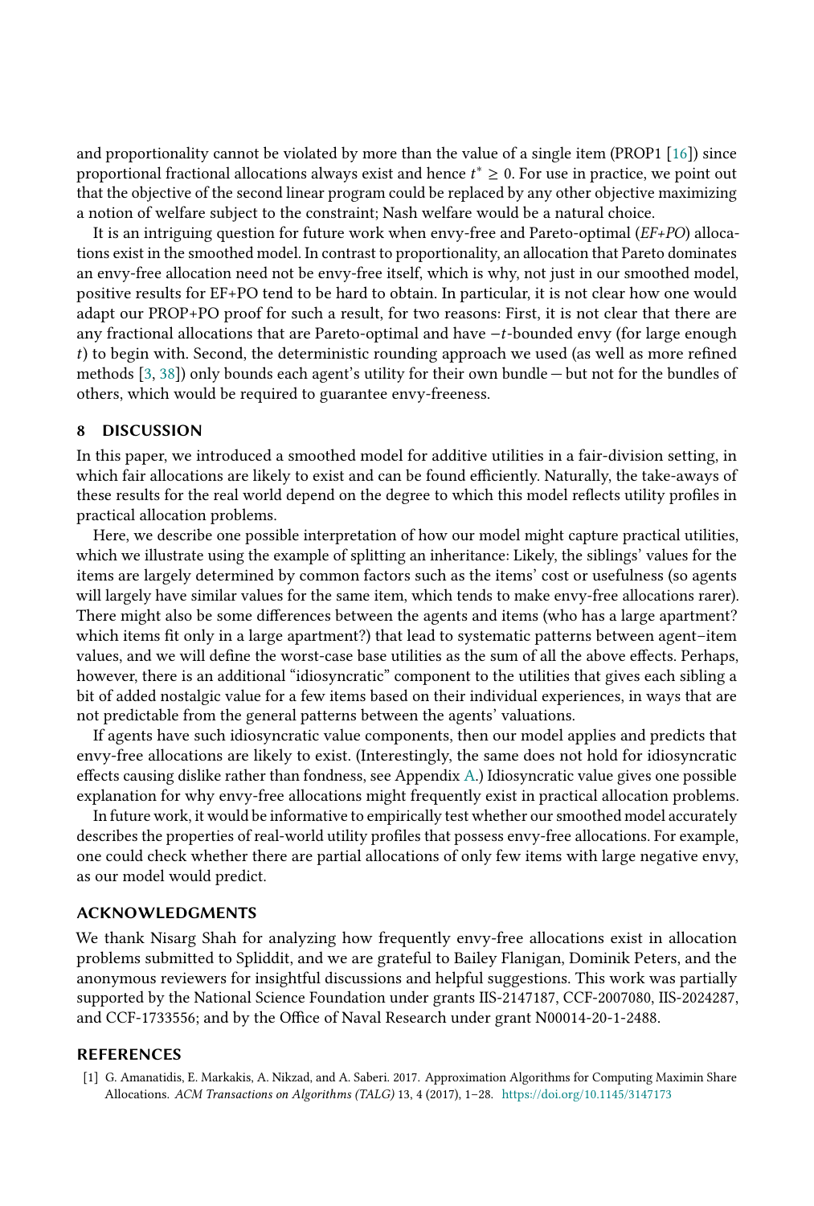and proportionality cannot be violated by more than the value of a single item (PROP1 [16]) since proportional fractional allocations always exist and hence $t^* \geq 0$. For use in practice, we point out that the objective of the second linear program could be replaced by any other objective maximizing a notion of welfare subject to the constraint; Nash welfare would be a natural choice.

It is an intriguing question for future work when envy-free and Pareto-optimal (*EF+PO*) allocations exist in the smoothed model. In contrast to proportionality, an allocation that Pareto dominates an envy-free allocation need not be envy-free itself, which is why, not just in our smoothed model, positive results for EF+PO tend to be hard to obtain. In particular, it is not clear how one would adapt our PROP+PO proof for such a result, for two reasons: First, it is not clear that there are any fractional allocations that are Pareto-optimal and have $-t$-bounded envy (for large enough $t$) to begin with. Second, the deterministic rounding approach we used (as well as more refined methods [3, 38]) only bounds each agent's utility for their own bundle — but not for the bundles of others, which would be required to guarantee envy-freeness.

## 8 DISCUSSION

In this paper, we introduced a smoothed model for additive utilities in a fair-division setting, in which fair allocations are likely to exist and can be found efficiently. Naturally, the take-aways of these results for the real world depend on the degree to which this model reflects utility profiles in practical allocation problems.

Here, we describe one possible interpretation of how our model might capture practical utilities, which we illustrate using the example of splitting an inheritance: Likely, the siblings' values for the items are largely determined by common factors such as the items' cost or usefulness (so agents will largely have similar values for the same item, which tends to make envy-free allocations rarer). There might also be some differences between the agents and items (who has a large apartment? which items fit only in a large apartment?) that lead to systematic patterns between agent–item values, and we will define the worst-case base utilities as the sum of all the above effects. Perhaps, however, there is an additional "idiosyncratic" component to the utilities that gives each sibling a bit of added nostalgic value for a few items based on their individual experiences, in ways that are not predictable from the general patterns between the agents' valuations.

If agents have such idiosyncratic value components, then our model applies and predicts that envy-free allocations are likely to exist. (Interestingly, the same does not hold for idiosyncratic effects causing dislike rather than fondness, see Appendix A.) Idiosyncratic value gives one possible explanation for why envy-free allocations might frequently exist in practical allocation problems.

In future work, it would be informative to empirically test whether our smoothed model accurately describes the properties of real-world utility profiles that possess envy-free allocations. For example, one could check whether there are partial allocations of only few items with large negative envy, as our model would predict.

## ACKNOWLEDGMENTS

We thank Nisarg Shah for analyzing how frequently envy-free allocations exist in allocation problems submitted to Spliddit, and we are grateful to Bailey Flanigan, Dominik Peters, and the anonymous reviewers for insightful discussions and helpful suggestions. This work was partially supported by the National Science Foundation under grants IIS-2147187, CCF-2007080, IIS-2024287, and CCF-1733556; and by the Office of Naval Research under grant N00014-20-1-2488.

## REFERENCES

[1] G. Amanatidis, E. Markakis, A. Nikzad, and A. Saberi. 2017. Approximation Algorithms for Computing Maximin Share Allocations. *ACM Transactions on Algorithms (TALG)* 13, 4 (2017), 1–28. https://doi.org/10.1145/3147173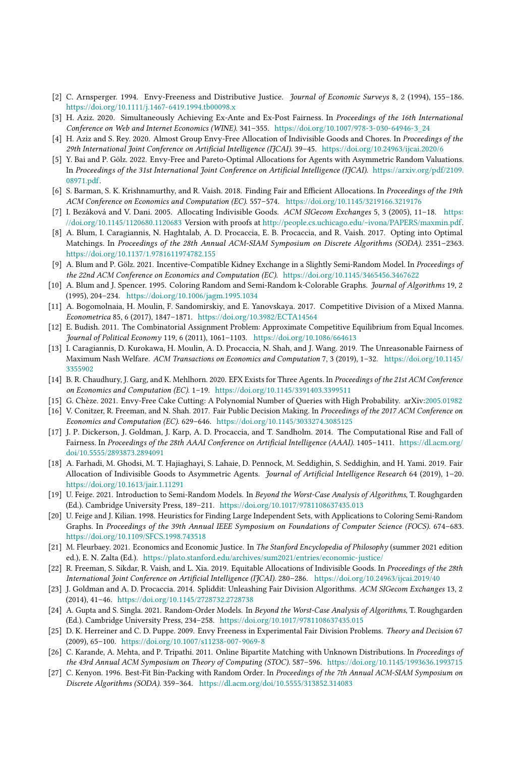[2] C. Arnsperger. 1994. Envy-Freeness and Distributive Justice. *Journal of Economic Surveys* 8, 2 (1994), 155–186. https://doi.org/10.1111/j.1467-6419.1994.tb00098.x

[3] H. Aziz. 2020. Simultaneously Achieving Ex-Ante and Ex-Post Fairness. In *Proceedings of the 16th International Conference on Web and Internet Economics (WINE)*. 341–355. https://doi.org/10.1007/978-3-030-64946-3_24

[4] H. Aziz and S. Rey. 2020. Almost Group Envy-Free Allocation of Indivisible Goods and Chores. In *Proceedings of the 29th International Joint Conference on Artificial Intelligence (IJCAI)*. 39–45. https://doi.org/10.24963/ijcai.2020/6

[5] Y. Bai and P. Gölz. 2022. Envy-Free and Pareto-Optimal Allocations for Agents with Asymmetric Random Valuations. In *Proceedings of the 31st International Joint Conference on Artificial Intelligence (IJCAI)*. https://arxiv.org/pdf/2109.08971.pdf.

[6] S. Barman, S. K. Krishnamurthy, and R. Vaish. 2018. Finding Fair and Efficient Allocations. In *Proceedings of the 19th ACM Conference on Economics and Computation (EC)*. 557–574. https://doi.org/10.1145/3219166.3219176

[7] I. Bezáková and V. Dani. 2005. Allocating Indivisible Goods. *ACM SIGecom Exchanges* 5, 3 (2005), 11–18. https://doi.org/10.1145/1120680.1120683 Version with proofs at http://people.cs.uchicago.edu/~ivona/PAPERS/maxmin.pdf.

[8] A. Blum, I. Caragiannis, N. Haghtalab, A. D. Procaccia, E. B. Procaccia, and R. Vaish. 2017. Opting into Optimal Matchings. In *Proceedings of the 28th Annual ACM-SIAM Symposium on Discrete Algorithms (SODA)*. 2351–2363. https://doi.org/10.1137/1.9781611974782.155

[9] A. Blum and P. Gölz. 2021. Incentive-Compatible Kidney Exchange in a Slightly Semi-Random Model. In *Proceedings of the 22nd ACM Conference on Economics and Computation (EC)*. https://doi.org/10.1145/3465456.3467622

[10] A. Blum and J. Spencer. 1995. Coloring Random and Semi-Random k-Colorable Graphs. *Journal of Algorithms* 19, 2 (1995), 204–234. https://doi.org/10.1006/jagm.1995.1034

[11] A. Bogomolnaia, H. Moulin, F. Sandomirskiy, and E. Yanovskaya. 2017. Competitive Division of a Mixed Manna. *Econometrica* 85, 6 (2017), 1847–1871. https://doi.org/10.3982/ECTA14564

[12] E. Budish. 2011. The Combinatorial Assignment Problem: Approximate Competitive Equilibrium from Equal Incomes. *Journal of Political Economy* 119, 6 (2011), 1061–1103. https://doi.org/10.1086/664613

[13] I. Caragiannis, D. Kurokawa, H. Moulin, A. D. Procaccia, N. Shah, and J. Wang. 2019. The Unreasonable Fairness of Maximum Nash Welfare. *ACM Transactions on Economics and Computation* 7, 3 (2019), 1–32. https://doi.org/10.1145/3355902

[14] B. R. Chaudhury, J. Garg, and K. Mehlhorn. 2020. EFX Exists for Three Agents. In *Proceedings of the 21st ACM Conference on Economics and Computation (EC)*. 1–19. https://doi.org/10.1145/3391403.3399511

[15] G. Chèze. 2021. Envy-Free Cake Cutting: A Polynomial Number of Queries with High Probability. arXiv:2005.01982

[16] V. Conitzer, R. Freeman, and N. Shah. 2017. Fair Public Decision Making. In *Proceedings of the 2017 ACM Conference on Economics and Computation (EC)*. 629–646. https://doi.org/10.1145/3033274.3085125

[17] J. P. Dickerson, J. Goldman, J. Karp, A. D. Procaccia, and T. Sandholm. 2014. The Computational Rise and Fall of Fairness. In *Proceedings of the 28th AAAI Conference on Artificial Intelligence (AAAI)*. 1405–1411. https://dl.acm.org/doi/10.5555/2893873.2894091

[18] A. Farhadi, M. Ghodsi, M. T. Hajiaghayi, S. Lahaie, D. Pennock, M. Seddighin, S. Seddighin, and H. Yami. 2019. Fair Allocation of Indivisible Goods to Asymmetric Agents. *Journal of Artificial Intelligence Research* 64 (2019), 1–20. https://doi.org/10.1613/jair.1.11291

[19] U. Feige. 2021. Introduction to Semi-Random Models. In *Beyond the Worst-Case Analysis of Algorithms*, T. Roughgarden (Ed.). Cambridge University Press, 189–211. https://doi.org/10.1017/9781108637435.013

[20] U. Feige and J. Kilian. 1998. Heuristics for Finding Large Independent Sets, with Applications to Coloring Semi-Random Graphs. In *Proceedings of the 39th Annual IEEE Symposium on Foundations of Computer Science (FOCS)*. 674–683. https://doi.org/10.1109/SFCS.1998.743518

[21] M. Fleurbaey. 2021. Economics and Economic Justice. In *The Stanford Encyclopedia of Philosophy* (summer 2021 edition ed.), E. N. Zalta (Ed.). https://plato.stanford.edu/archives/sum2021/entries/economic-justice/

[22] R. Freeman, S. Sikdar, R. Vaish, and L. Xia. 2019. Equitable Allocations of Indivisible Goods. In *Proceedings of the 28th International Joint Conference on Artificial Intelligence (IJCAI)*. 280–286. https://doi.org/10.24963/ijcai.2019/40

[23] J. Goldman and A. D. Procaccia. 2014. Spliddit: Unleashing Fair Division Algorithms. *ACM SIGecom Exchanges* 13, 2 (2014), 41–46. https://doi.org/10.1145/2728732.2728738

[24] A. Gupta and S. Singla. 2021. Random-Order Models. In *Beyond the Worst-Case Analysis of Algorithms*, T. Roughgarden (Ed.). Cambridge University Press, 234–258. https://doi.org/10.1017/9781108637435.015

[25] D. K. Herreiner and C. D. Puppe. 2009. Envy Freeness in Experimental Fair Division Problems. *Theory and Decision* 67 (2009), 65–100. https://doi.org/10.1007/s11238-007-9069-8

[26] C. Karande, A. Mehta, and P. Tripathi. 2011. Online Bipartite Matching with Unknown Distributions. In *Proceedings of the 43rd Annual ACM Symposium on Theory of Computing (STOC)*. 587–596. https://doi.org/10.1145/1993636.1993715

[27] C. Kenyon. 1996. Best-Fit Bin-Packing with Random Order. In *Proceedings of the 7th Annual ACM-SIAM Symposium on Discrete Algorithms (SODA)*. 359–364. https://dl.acm.org/doi/10.5555/313852.314083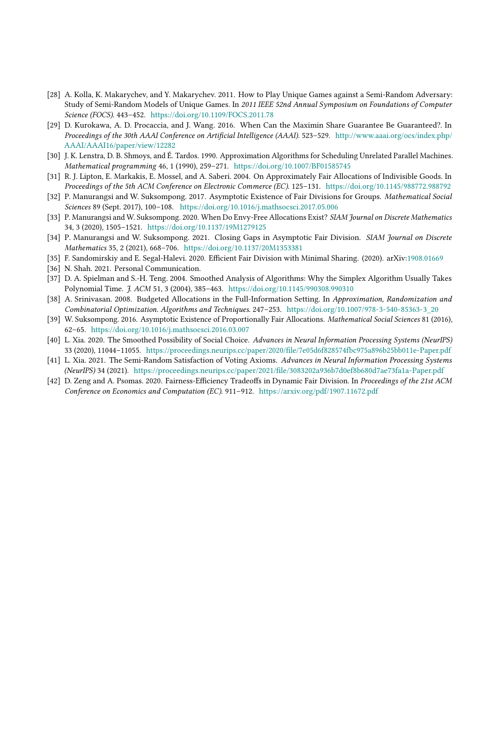- [28] A. Kolla, K. Makarychev, and Y. Makarychev. 2011. How to Play Unique Games against a Semi-Random Adversary: Study of Semi-Random Models of Unique Games. In *2011 IEEE 52nd Annual Symposium on Foundations of Computer Science (FOCS)*. 443–452. https://doi.org/10.1109/FOCS.2011.78
- [29] D. Kurokawa, A. D. Procaccia, and J. Wang. 2016. When Can the Maximin Share Guarantee Be Guaranteed?. In *Proceedings of the 30th AAAI Conference on Artificial Intelligence (AAAI)*. 523–529. http://www.aaai.org/ocs/index.php/AAAI/AAAI16/paper/view/12282
- [30] J. K. Lenstra, D. B. Shmoys, and É. Tardos. 1990. Approximation Algorithms for Scheduling Unrelated Parallel Machines. *Mathematical programming* 46, 1 (1990), 259–271. https://doi.org/10.1007/BF01585745
- [31] R. J. Lipton, E. Markakis, E. Mossel, and A. Saberi. 2004. On Approximately Fair Allocations of Indivisible Goods. In *Proceedings of the 5th ACM Conference on Electronic Commerce (EC)*. 125–131. https://doi.org/10.1145/988772.988792
- [32] P. Manurangsi and W. Suksompong. 2017. Asymptotic Existence of Fair Divisions for Groups. *Mathematical Social Sciences* 89 (Sept. 2017), 100–108. https://doi.org/10.1016/j.mathsocsci.2017.05.006
- [33] P. Manurangsi and W. Suksompong. 2020. When Do Envy-Free Allocations Exist? *SIAM Journal on Discrete Mathematics* 34, 3 (2020), 1505–1521. https://doi.org/10.1137/19M1279125
- [34] P. Manurangsi and W. Suksompong. 2021. Closing Gaps in Asymptotic Fair Division. *SIAM Journal on Discrete Mathematics* 35, 2 (2021), 668–706. https://doi.org/10.1137/20M1353381
- [35] F. Sandomirskiy and E. Segal-Halevi. 2020. Efficient Fair Division with Minimal Sharing. (2020). arXiv:1908.01669
- [36] N. Shah. 2021. Personal Communication.
- [37] D. A. Spielman and S.-H. Teng. 2004. Smoothed Analysis of Algorithms: Why the Simplex Algorithm Usually Takes Polynomial Time. *J. ACM* 51, 3 (2004), 385–463. https://doi.org/10.1145/990308.990310
- [38] A. Srinivasan. 2008. Budgeted Allocations in the Full-Information Setting. In *Approximation, Randomization and Combinatorial Optimization. Algorithms and Techniques*. 247–253. https://doi.org/10.1007/978-3-540-85363-3_20
- [39] W. Suksompong. 2016. Asymptotic Existence of Proportionally Fair Allocations. *Mathematical Social Sciences* 81 (2016), 62–65. https://doi.org/10.1016/j.mathsocsci.2016.03.007
- [40] L. Xia. 2020. The Smoothed Possibility of Social Choice. *Advances in Neural Information Processing Systems (NeurIPS)* 33 (2020), 11044–11055. https://proceedings.neurips.cc/paper/2020/file/7e05d6f828574fbc975a896b25bb011e-Paper.pdf
- [41] L. Xia. 2021. The Semi-Random Satisfaction of Voting Axioms. *Advances in Neural Information Processing Systems (NeurIPS)* 34 (2021). https://proceedings.neurips.cc/paper/2021/file/3083202a936b7d0ef8b680d7ae73fa1a-Paper.pdf
- [42] D. Zeng and A. Psomas. 2020. Fairness-Efficiency Tradeoffs in Dynamic Fair Division. In *Proceedings of the 21st ACM Conference on Economics and Computation (EC)*. 911–912. https://arxiv.org/pdf/1907.11672.pdf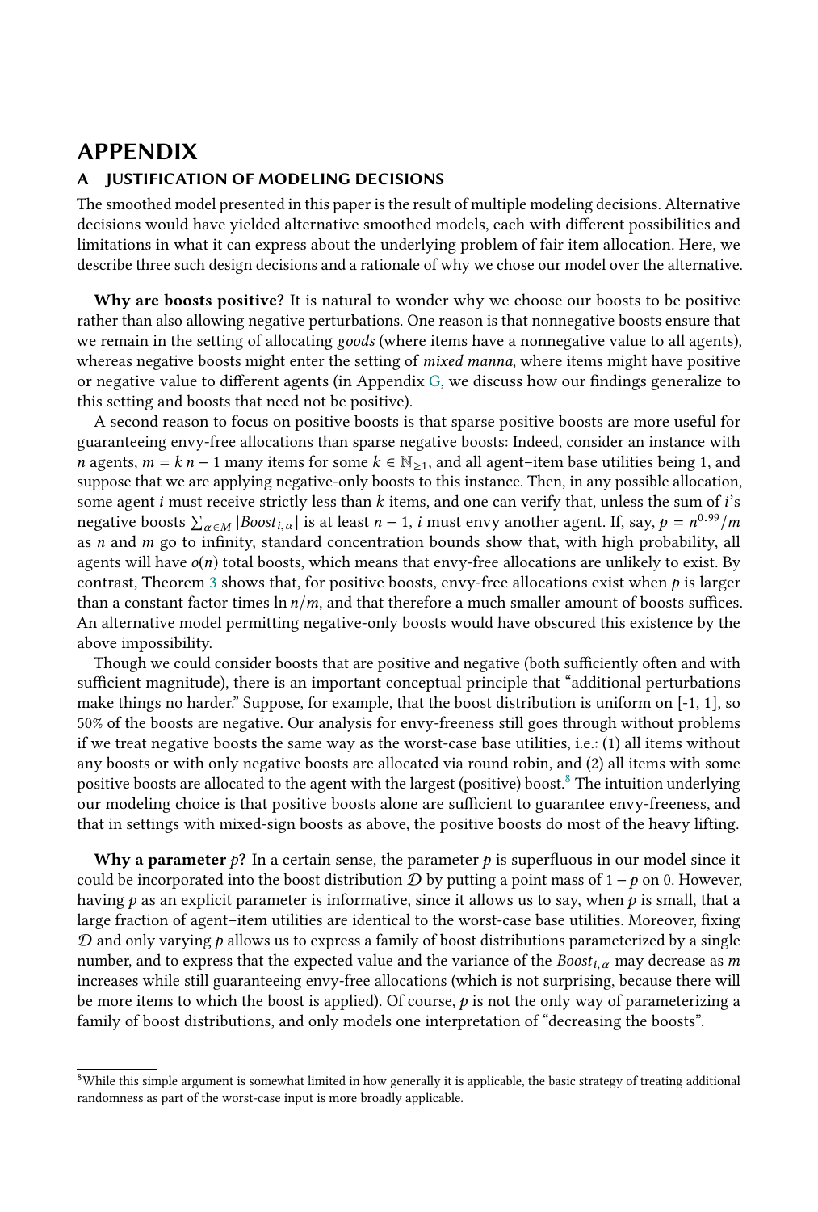# APPENDIX

## A JUSTIFICATION OF MODELING DECISIONS

The smoothed model presented in this paper is the result of multiple modeling decisions. Alternative decisions would have yielded alternative smoothed models, each with different possibilities and limitations in what it can express about the underlying problem of fair item allocation. Here, we describe three such design decisions and a rationale of why we chose our model over the alternative.

**Why are boosts positive?** It is natural to wonder why we choose our boosts to be positive rather than also allowing negative perturbations. One reason is that nonnegative boosts ensure that we remain in the setting of allocating *goods* (where items have a nonnegative value to all agents), whereas negative boosts might enter the setting of *mixed manna*, where items might have positive or negative value to different agents (in Appendix G, we discuss how our findings generalize to this setting and boosts that need not be positive).

A second reason to focus on positive boosts is that sparse positive boosts are more useful for guaranteeing envy-free allocations than sparse negative boosts: Indeed, consider an instance with $n$ agents, $m = k\,n - 1$ many items for some $k \in \mathbb{N}_{\geq 1}$, and all agent–item base utilities being 1, and suppose that we are applying negative-only boosts to this instance. Then, in any possible allocation, some agent $i$ must receive strictly less than $k$ items, and one can verify that, unless the sum of $i$'s negative boosts $\sum_{\alpha \in M} |Boost_{i,\alpha}|$ is at least $n-1$, $i$ must envy another agent. If, say, $p = n^{0.99}/m$ as $n$ and $m$ go to infinity, standard concentration bounds show that, with high probability, all agents will have $o(n)$ total boosts, which means that envy-free allocations are unlikely to exist. By contrast, Theorem 3 shows that, for positive boosts, envy-free allocations exist when $p$ is larger than a constant factor times $\ln n/m$, and that therefore a much smaller amount of boosts suffices. An alternative model permitting negative-only boosts would have obscured this existence by the above impossibility.

Though we could consider boosts that are positive and negative (both sufficiently often and with sufficient magnitude), there is an important conceptual principle that "additional perturbations make things no harder." Suppose, for example, that the boost distribution is uniform on [-1, 1], so 50% of the boosts are negative. Our analysis for envy-freeness still goes through without problems if we treat negative boosts the same way as the worst-case base utilities, i.e.: (1) all items without any boosts or with only negative boosts are allocated via round robin, and (2) all items with some positive boosts are allocated to the agent with the largest (positive) boost.[8] The intuition underlying our modeling choice is that positive boosts alone are sufficient to guarantee envy-freeness, and that in settings with mixed-sign boosts as above, the positive boosts do most of the heavy lifting.

**Why a parameter $p$?** In a certain sense, the parameter $p$ is superfluous in our model since it could be incorporated into the boost distribution $\mathcal{D}$ by putting a point mass of $1-p$ on 0. However, having $p$ as an explicit parameter is informative, since it allows us to say, when $p$ is small, that a large fraction of agent–item utilities are identical to the worst-case base utilities. Moreover, fixing $\mathcal{D}$ and only varying $p$ allows us to express a family of boost distributions parameterized by a single number, and to express that the expected value and the variance of the $Boost_{i,\alpha}$ may decrease as $m$ increases while still guaranteeing envy-free allocations (which is not surprising, because there will be more items to which the boost is applied). Of course, $p$ is not the only way of parameterizing a family of boost distributions, and only models one interpretation of "decreasing the boosts".

[8] While this simple argument is somewhat limited in how generally it is applicable, the basic strategy of treating additional randomness as part of the worst-case input is more broadly applicable.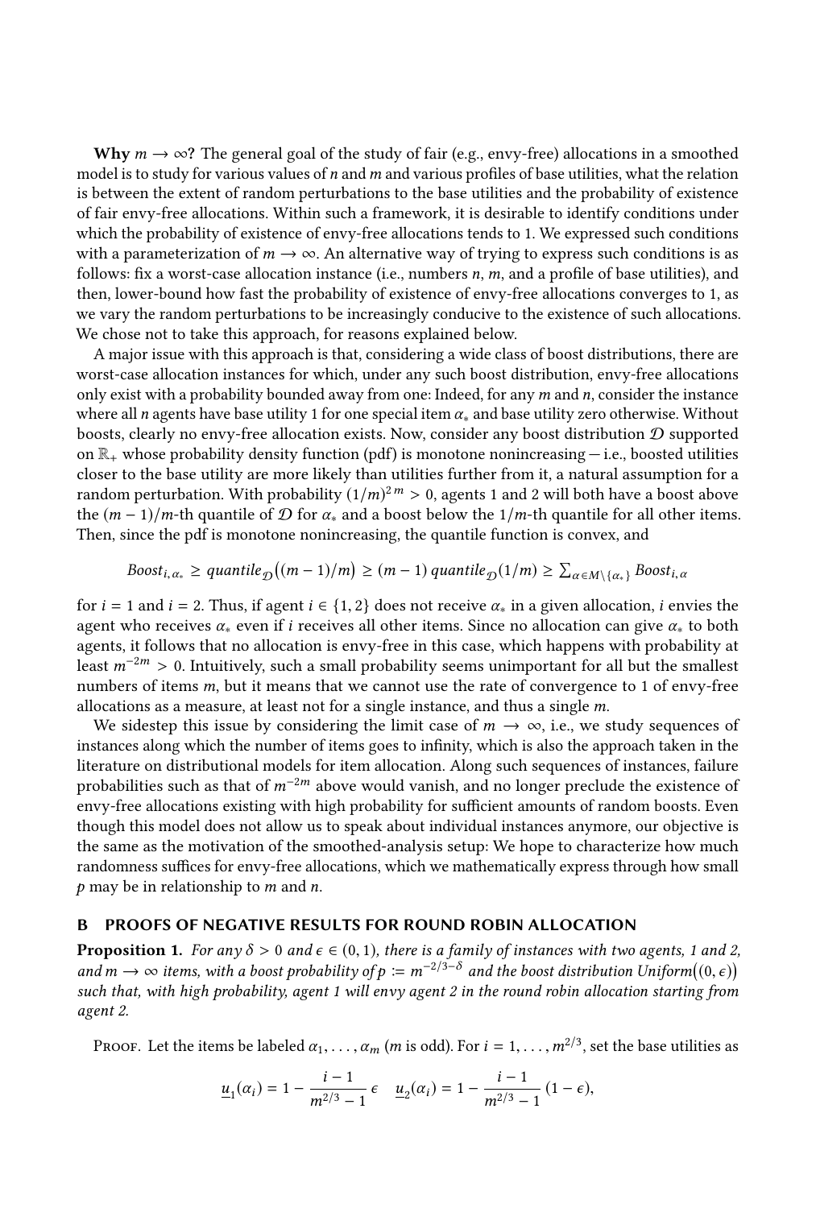**Why $m \to \infty$?** The general goal of the study of fair (e.g., envy-free) allocations in a smoothed model is to study for various values of $n$ and $m$ and various profiles of base utilities, what the relation is between the extent of random perturbations to the base utilities and the probability of existence of fair envy-free allocations. Within such a framework, it is desirable to identify conditions under which the probability of existence of envy-free allocations tends to 1. We expressed such conditions with a parameterization of $m \to \infty$. An alternative way of trying to express such conditions is as follows: fix a worst-case allocation instance (i.e., numbers $n$, $m$, and a profile of base utilities), and then, lower-bound how fast the probability of existence of envy-free allocations converges to 1, as we vary the random perturbations to be increasingly conducive to the existence of such allocations. We chose not to take this approach, for reasons explained below.

A major issue with this approach is that, considering a wide class of boost distributions, there are worst-case allocation instances for which, under any such boost distribution, envy-free allocations only exist with a probability bounded away from one: Indeed, for any $m$ and $n$, consider the instance where all $n$ agents have base utility 1 for one special item $\alpha_*$ and base utility zero otherwise. Without boosts, clearly no envy-free allocation exists. Now, consider any boost distribution $\mathcal{D}$ supported on $\mathbb{R}_+$ whose probability density function (pdf) is monotone nonincreasing — i.e., boosted utilities closer to the base utility are more likely than utilities further from it, a natural assumption for a random perturbation. With probability $(1/m)^{2m} > 0$, agents 1 and 2 will both have a boost above the $(m-1)/m$-th quantile of $\mathcal{D}$ for $\alpha_*$ and a boost below the $1/m$-th quantile for all other items. Then, since the pdf is monotone nonincreasing, the quantile function is convex, and

$$Boost_{i,\alpha_*} \geq quantile_{\mathcal{D}}\big((m-1)/m\big) \geq (m-1)\, quantile_{\mathcal{D}}(1/m) \geq \textstyle\sum_{\alpha \in M \setminus \{\alpha_*\}} Boost_{i,\alpha}$$

for $i = 1$ and $i = 2$. Thus, if agent $i \in \{1, 2\}$ does not receive $\alpha_*$ in a given allocation, $i$ envies the agent who receives $\alpha_*$ even if $i$ receives all other items. Since no allocation can give $\alpha_*$ to both agents, it follows that no allocation is envy-free in this case, which happens with probability at least $m^{-2m} > 0$. Intuitively, such a small probability seems unimportant for all but the smallest numbers of items $m$, but it means that we cannot use the rate of convergence to 1 of envy-free allocations as a measure, at least not for a single instance, and thus a single $m$.

We sidestep this issue by considering the limit case of $m \to \infty$, i.e., we study sequences of instances along which the number of items goes to infinity, which is also the approach taken in the literature on distributional models for item allocation. Along such sequences of instances, failure probabilities such as that of $m^{-2m}$ above would vanish, and no longer preclude the existence of envy-free allocations existing with high probability for sufficient amounts of random boosts. Even though this model does not allow us to speak about individual instances anymore, our objective is the same as the motivation of the smoothed-analysis setup: We hope to characterize how much randomness suffices for envy-free allocations, which we mathematically express through how small $p$ may be in relationship to $m$ and $n$.

## B PROOFS OF NEGATIVE RESULTS FOR ROUND ROBIN ALLOCATION

**Proposition 1.** *For any $\delta > 0$ and $\epsilon \in (0, 1)$, there is a family of instances with two agents, 1 and 2, and $m \to \infty$ items, with a boost probability of $p := m^{-2/3-\delta}$ and the boost distribution $Uniform\big((0, \epsilon)\big)$ such that, with high probability, agent 1 will envy agent 2 in the round robin allocation starting from agent 2.*

*Proof.* Let the items be labeled $\alpha_1, \ldots, \alpha_m$ ($m$ is odd). For $i = 1, \ldots, m^{2/3}$, set the base utilities as

$$\underline{u}_1(\alpha_i) = 1 - \frac{i-1}{m^{2/3}-1}\,\epsilon \quad \underline{u}_2(\alpha_i) = 1 - \frac{i-1}{m^{2/3}-1}\,(1-\epsilon),$$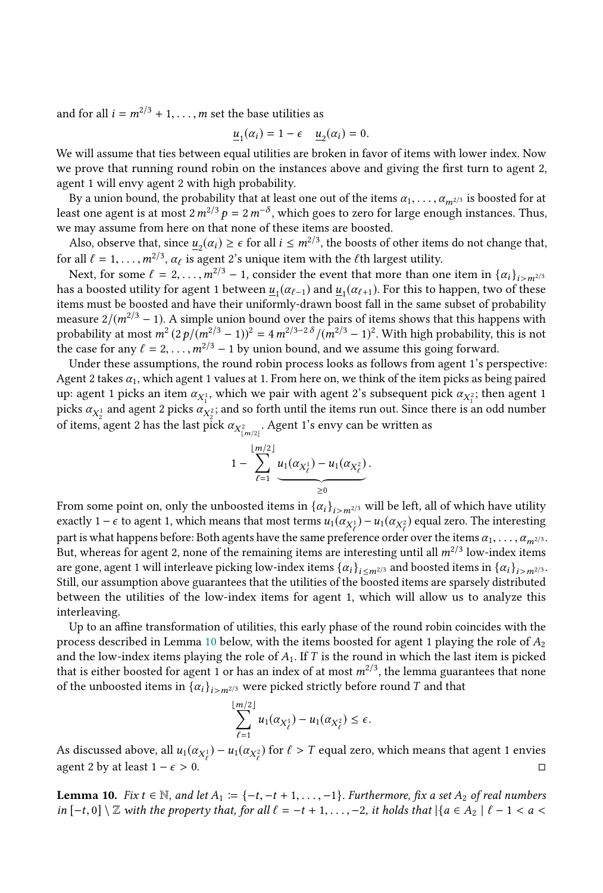and for all $i = m^{2/3} + 1, \ldots, m$ set the base utilities as

$$\underline{u}_1(\alpha_i) = 1 - \epsilon \quad \underline{u}_2(\alpha_i) = 0.$$

We will assume that ties between equal utilities are broken in favor of items with lower index. Now we prove that running round robin on the instances above and giving the first turn to agent 2, agent 1 will envy agent 2 with high probability.

By a union bound, the probability that at least one out of the items $\alpha_1, \ldots, \alpha_{m^{2/3}}$ is boosted for at least one agent is at most $2\, m^{2/3}\, p = 2\, m^{-\delta}$, which goes to zero for large enough instances. Thus, we may assume from here on that none of these items are boosted.

Also, observe that, since $\underline{u}_2(\alpha_i) \geq \epsilon$ for all $i \leq m^{2/3}$, the boosts of other items do not change that, for all $\ell = 1, \ldots, m^{2/3}$, $\alpha_\ell$ is agent 2's unique item with the $\ell$th largest utility.

Next, for some $\ell = 2, \ldots, m^{2/3} - 1$, consider the event that more than one item in $\{\alpha_i\}_{i > m^{2/3}}$ has a boosted utility for agent 1 between $\underline{u}_1(\alpha_{\ell-1})$ and $\underline{u}_1(\alpha_{\ell+1})$. For this to happen, two of these items must be boosted and have their uniformly-drawn boost fall in the same subset of probability measure $2/(m^{2/3} - 1)$. A simple union bound over the pairs of items shows that this happens with probability at most $m^2\, (2\, p/(m^{2/3} - 1))^2 = 4\, m^{2/3 - 2\,\delta}/(m^{2/3} - 1)^2$. With high probability, this is not the case for any $\ell = 2, \ldots, m^{2/3} - 1$ by union bound, and we assume this going forward.

Under these assumptions, the round robin process looks as follows from agent 1's perspective: Agent 2 takes $\alpha_1$, which agent 1 values at 1. From here on, we think of the item picks as being paired up: agent 1 picks an item $\alpha_{X^1_1}$, which we pair with agent 2's subsequent pick $\alpha_{X^2_1}$; then agent 1 picks $\alpha_{X^1_2}$ and agent 2 picks $\alpha_{X^2_2}$; and so forth until the items run out. Since there is an odd number of items, agent 2 has the last pick $\alpha_{X^2_{\lfloor m/2 \rfloor}}$. Agent 1's envy can be written as

$$1 - \sum_{\ell=1}^{\lfloor m/2 \rfloor} \underbrace{u_1(\alpha_{X^1_\ell}) - u_1(\alpha_{X^2_\ell})}_{\geq 0}.$$

From some point on, only the unboosted items in $\{\alpha_i\}_{i > m^{2/3}}$ will be left, all of which have utility exactly $1 - \epsilon$ to agent 1, which means that most terms $u_1(\alpha_{X^1_\ell}) - u_1(\alpha_{X^2_\ell})$ equal zero. The interesting part is what happens before: Both agents have the same preference order over the items $\alpha_1, \ldots, \alpha_{m^{2/3}}$. But, whereas for agent 2, none of the remaining items are interesting until all $m^{2/3}$ low-index items are gone, agent 1 will interleave picking low-index items $\{\alpha_i\}_{i \leq m^{2/3}}$ and boosted items in $\{\alpha_i\}_{i > m^{2/3}}$. Still, our assumption above guarantees that the utilities of the boosted items are sparsely distributed between the utilities of the low-index items for agent 1, which will allow us to analyze this interleaving.

Up to an affine transformation of utilities, this early phase of the round robin coincides with the process described in Lemma 10 below, with the items boosted for agent 1 playing the role of $A_2$ and the low-index items playing the role of $A_1$. If $T$ is the round in which the last item is picked that is either boosted for agent 1 or has an index of at most $m^{2/3}$, the lemma guarantees that none of the unboosted items in $\{\alpha_i\}_{i > m^{2/3}}$ were picked strictly before round $T$ and that

$$\sum_{\ell=1}^{\lfloor m/2 \rfloor} u_1(\alpha_{X^1_\ell}) - u_1(\alpha_{X^2_\ell}) \leq \epsilon.$$

As discussed above, all $u_1(\alpha_{X^1_\ell}) - u_1(\alpha_{X^2_\ell})$ for $\ell > T$ equal zero, which means that agent 1 envies agent 2 by at least $1 - \epsilon > 0$. ◻

**Lemma 10.** *Fix $t \in \mathbb{N}$, and let $A_1 \coloneqq \{-t, -t+1, \ldots, -1\}$. Furthermore, fix a set $A_2$ of real numbers in $[-t, 0] \setminus \mathbb{Z}$ with the property that, for all $\ell = -t+1, \ldots, -2$, it holds that $|\{a \in A_2 \mid \ell - 1 < a <$*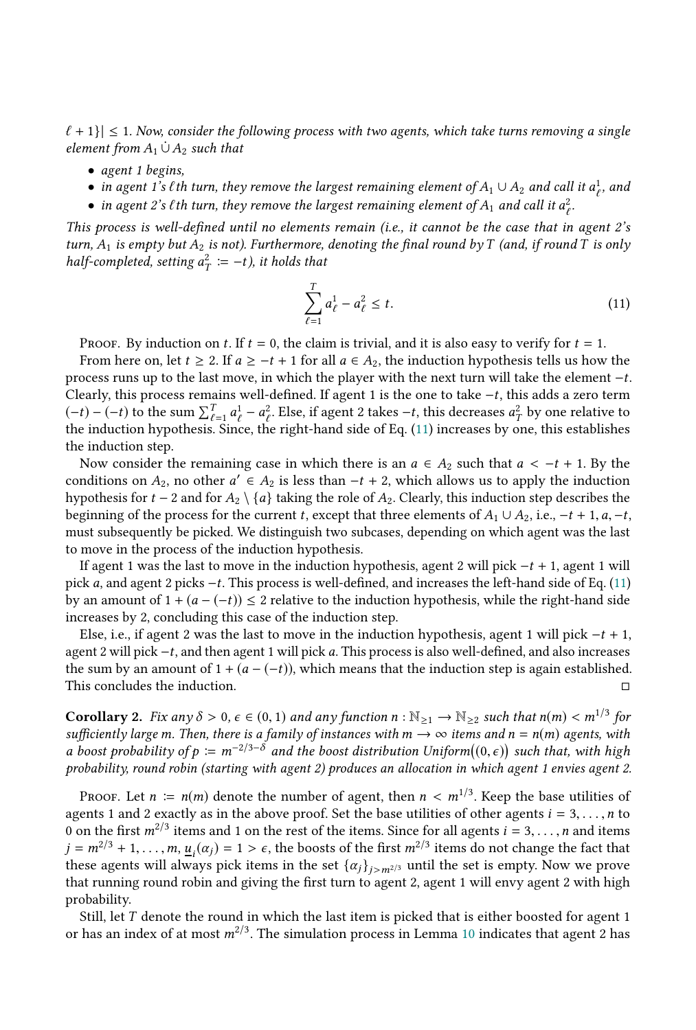$\ell + 1\}| \leq 1$. *Now, consider the following process with two agents, which take turns removing a single element from $A_1 \dot\cup A_2$ such that*

- *agent 1 begins,*
- *in agent 1's $\ell$th turn, they remove the largest remaining element of $A_1 \cup A_2$ and call it $a^1_\ell$, and*
- *in agent 2's $\ell$th turn, they remove the largest remaining element of $A_1$ and call it $a^2_\ell$.*

*This process is well-defined until no elements remain (i.e., it cannot be the case that in agent 2's turn, $A_1$ is empty but $A_2$ is not). Furthermore, denoting the final round by $T$ (and, if round $T$ is only half-completed, setting $a^2_T := -t$), it holds that*

$$\sum_{\ell=1}^{T} a^1_\ell - a^2_\ell \leq t. \tag{11}$$

Proof. By induction on $t$. If $t = 0$, the claim is trivial, and it is also easy to verify for $t = 1$.

From here on, let $t \geq 2$. If $a \geq -t + 1$ for all $a \in A_2$, the induction hypothesis tells us how the process runs up to the last move, in which the player with the next turn will take the element $-t$. Clearly, this process remains well-defined. If agent 1 is the one to take $-t$, this adds a zero term $(-t) - (-t)$ to the sum $\sum_{\ell=1}^{T} a^1_\ell - a^2_\ell$. Else, if agent 2 takes $-t$, this decreases $a^2_T$ by one relative to the induction hypothesis. Since, the right-hand side of Eq. (11) increases by one, this establishes the induction step.

Now consider the remaining case in which there is an $a \in A_2$ such that $a < -t + 1$. By the conditions on $A_2$, no other $a' \in A_2$ is less than $-t + 2$, which allows us to apply the induction hypothesis for $t - 2$ and for $A_2 \setminus \{a\}$ taking the role of $A_2$. Clearly, this induction step describes the beginning of the process for the current $t$, except that three elements of $A_1 \cup A_2$, i.e., $-t + 1, a, -t$, must subsequently be picked. We distinguish two subcases, depending on which agent was the last to move in the process of the induction hypothesis.

If agent 1 was the last to move in the induction hypothesis, agent 2 will pick $-t + 1$, agent 1 will pick $a$, and agent 2 picks $-t$. This process is well-defined, and increases the left-hand side of Eq. (11) by an amount of $1 + (a - (-t)) \leq 2$ relative to the induction hypothesis, while the right-hand side increases by 2, concluding this case of the induction step.

Else, i.e., if agent 2 was the last to move in the induction hypothesis, agent 1 will pick $-t + 1$, agent 2 will pick $-t$, and then agent 1 will pick $a$. This process is also well-defined, and also increases the sum by an amount of $1 + (a - (-t))$, which means that the induction step is again established. This concludes the induction. ◻

**Corollary 2.** *Fix any $\delta > 0$, $\epsilon \in (0, 1)$ and any function $n : \mathbb{N}_{\geq 1} \to \mathbb{N}_{\geq 2}$ such that $n(m) < m^{1/3}$ for sufficiently large $m$. Then, there is a family of instances with $m \to \infty$ items and $n = n(m)$ agents, with a boost probability of $p := m^{-2/3-\delta}$ and the boost distribution Uniform$\big((0, \epsilon)\big)$ such that, with high probability, round robin (starting with agent 2) produces an allocation in which agent 1 envies agent 2.*

Proof. Let $n := n(m)$ denote the number of agent, then $n < m^{1/3}$. Keep the base utilities of agents 1 and 2 exactly as in the above proof. Set the base utilities of other agents $i = 3, \dots, n$ to 0 on the first $m^{2/3}$ items and 1 on the rest of the items. Since for all agents $i = 3, \dots, n$ and items $j = m^{2/3} + 1, \dots, m$, $\underline{u}_i(\alpha_j) = 1 > \epsilon$, the boosts of the first $m^{2/3}$ items do not change the fact that these agents will always pick items in the set $\{\alpha_j\}_{j > m^{2/3}}$ until the set is empty. Now we prove that running round robin and giving the first turn to agent 2, agent 1 will envy agent 2 with high probability.

Still, let $T$ denote the round in which the last item is picked that is either boosted for agent 1 or has an index of at most $m^{2/3}$. The simulation process in Lemma 10 indicates that agent 2 has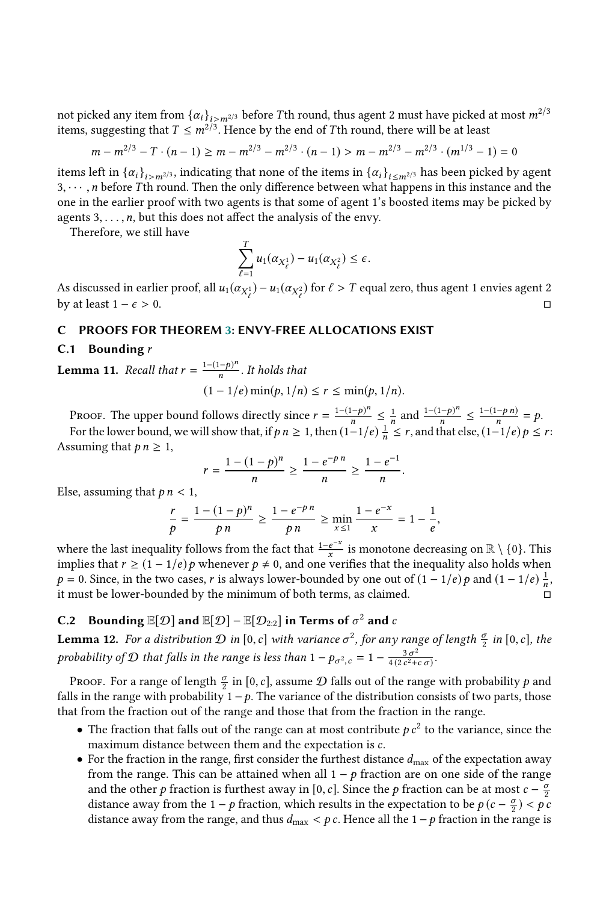not picked any item from $\{\alpha_i\}_{i>m^{2/3}}$ before $T$th round, thus agent 2 must have picked at most $m^{2/3}$ items, suggesting that $T \leq m^{2/3}$. Hence by the end of $T$th round, there will be at least

$$m - m^{2/3} - T \cdot (n-1) \geq m - m^{2/3} - m^{2/3} \cdot (n-1) > m - m^{2/3} - m^{2/3} \cdot (m^{1/3} - 1) = 0$$

items left in $\{\alpha_i\}_{i>m^{2/3}}$, indicating that none of the items in $\{\alpha_i\}_{i\leq m^{2/3}}$ has been picked by agent $3, \cdots, n$ before $T$th round. Then the only difference between what happens in this instance and the one in the earlier proof with two agents is that some of agent 1's boosted items may be picked by agents $3, \ldots, n$, but this does not affect the analysis of the envy.

Therefore, we still have

$$\sum_{\ell=1}^{T} u_1(\alpha_{X^1_\ell}) - u_1(\alpha_{X^2_\ell}) \leq \epsilon.$$

As discussed in earlier proof, all $u_1(\alpha_{X^1_\ell}) - u_1(\alpha_{X^2_\ell})$ for $\ell > T$ equal zero, thus agent 1 envies agent 2 by at least $1 - \epsilon > 0$. □

## C PROOFS FOR THEOREM 3: ENVY-FREE ALLOCATIONS EXIST

### C.1 Bounding $r$

**Lemma 11.** *Recall that $r = \frac{1-(1-p)^n}{n}$. It holds that*

$$(1 - 1/e) \min(p, 1/n) \leq r \leq \min(p, 1/n).$$

Proof. The upper bound follows directly since $r = \frac{1-(1-p)^n}{n} \leq \frac{1}{n}$ and $\frac{1-(1-p)^n}{n} \leq \frac{1-(1-p\,n)}{n} = p$.

For the lower bound, we will show that, if $p\,n \geq 1$, then $(1-1/e)\,\frac{1}{n} \leq r$, and that else, $(1-1/e)\,p \leq r$: Assuming that $p\,n \geq 1$,

$$r = \frac{1-(1-p)^n}{n} \geq \frac{1-e^{-p\,n}}{n} \geq \frac{1-e^{-1}}{n}.$$

Else, assuming that $p\,n < 1$,

$$\frac{r}{p} = \frac{1-(1-p)^n}{p\,n} \geq \frac{1-e^{-p\,n}}{p\,n} \geq \min_{x\leq 1} \frac{1-e^{-x}}{x} = 1 - \frac{1}{e},$$

where the last inequality follows from the fact that $\frac{1-e^{-x}}{x}$ is monotone decreasing on $\mathbb{R} \setminus \{0\}$. This implies that $r \geq (1 - 1/e)\,p$ whenever $p \neq 0$, and one verifies that the inequality also holds when $p = 0$. Since, in the two cases, $r$ is always lower-bounded by one out of $(1 - 1/e)\,p$ and $(1 - 1/e)\,\frac{1}{n}$, it must be lower-bounded by the minimum of both terms, as claimed. □

### C.2 Bounding $\mathbb{E}[\mathcal{D}]$ and $\mathbb{E}[\mathcal{D}] - \mathbb{E}[\mathcal{D}_{2:2}]$ in Terms of $\sigma^2$ and $c$

**Lemma 12.** *For a distribution $\mathcal{D}$ in $[0, c]$ with variance $\sigma^2$, for any range of length $\frac{\sigma}{2}$ in $[0, c]$, the probability of $\mathcal{D}$ that falls in the range is less than $1 - p_{\sigma^2,c} = 1 - \frac{3\,\sigma^2}{4\,(2\,c^2 + c\,\sigma)}$.*

Proof. For a range of length $\frac{\sigma}{2}$ in $[0, c]$, assume $\mathcal{D}$ falls out of the range with probability $p$ and falls in the range with probability $1 - p$. The variance of the distribution consists of two parts, those that from the fraction out of the range and those that from the fraction in the range.

- The fraction that falls out of the range can at most contribute $p\,c^2$ to the variance, since the maximum distance between them and the expectation is $c$.
- For the fraction in the range, first consider the furthest distance $d_{\max}$ of the expectation away from the range. This can be attained when all $1 - p$ fraction are on one side of the range and the other $p$ fraction is furthest away in $[0, c]$. Since the $p$ fraction can be at most $c - \frac{\sigma}{2}$ distance away from the $1 - p$ fraction, which results in the expectation to be $p\,(c - \frac{\sigma}{2}) < p\,c$ distance away from the range, and thus $d_{\max} < p\,c$. Hence all the $1 - p$ fraction in the range is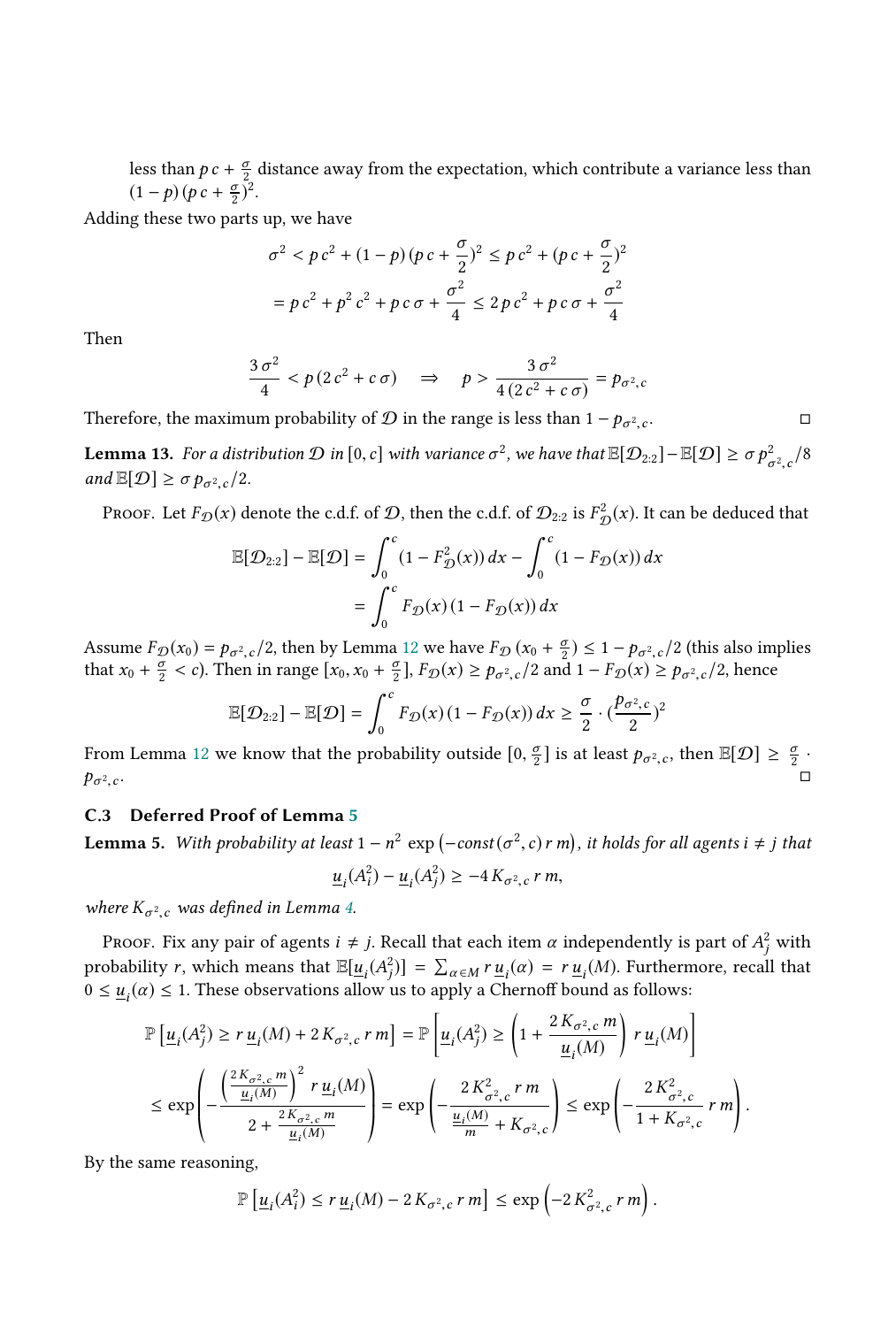less than $p\,c + \frac{\sigma}{2}$ distance away from the expectation, which contribute a variance less than $(1-p)\,(p\,c + \frac{\sigma}{2})^2$.

Adding these two parts up, we have

$$\sigma^2 < p\,c^2 + (1-p)\,(p\,c + \frac{\sigma}{2})^2 \le p\,c^2 + (p\,c + \frac{\sigma}{2})^2$$
$$= p\,c^2 + p^2\,c^2 + p\,c\,\sigma + \frac{\sigma^2}{4} \le 2\,p\,c^2 + p\,c\,\sigma + \frac{\sigma^2}{4}$$

Then

$$\frac{3\,\sigma^2}{4} < p\,(2\,c^2 + c\,\sigma) \quad \Rightarrow \quad p > \frac{3\,\sigma^2}{4\,(2\,c^2 + c\,\sigma)} = p_{\sigma^2,c}$$

Therefore, the maximum probability of $\mathcal{D}$ in the range is less than $1 - p_{\sigma^2,c}$. □

**Lemma 13.** *For a distribution $\mathcal{D}$ in $[0,c]$ with variance $\sigma^2$, we have that $\mathbb{E}[\mathcal{D}_{2:2}] - \mathbb{E}[\mathcal{D}] \ge \sigma\,p^2_{\sigma^2,c}/8$ and $\mathbb{E}[\mathcal{D}] \ge \sigma\,p_{\sigma^2,c}/2$.*

Proof. Let $F_{\mathcal{D}}(x)$ denote the c.d.f. of $\mathcal{D}$, then the c.d.f. of $\mathcal{D}_{2:2}$ is $F^2_{\mathcal{D}}(x)$. It can be deduced that

$$\mathbb{E}[\mathcal{D}_{2:2}] - \mathbb{E}[\mathcal{D}] = \int_0^c (1 - F^2_{\mathcal{D}}(x))\,dx - \int_0^c (1 - F_{\mathcal{D}}(x))\,dx$$
$$= \int_0^c F_{\mathcal{D}}(x)\,(1 - F_{\mathcal{D}}(x))\,dx$$

Assume $F_{\mathcal{D}}(x_0) = p_{\sigma^2,c}/2$, then by Lemma 12 we have $F_{\mathcal{D}}\,(x_0 + \frac{\sigma}{2}) \le 1 - p_{\sigma^2,c}/2$ (this also implies that $x_0 + \frac{\sigma}{2} < c$). Then in range $[x_0, x_0 + \frac{\sigma}{2}]$, $F_{\mathcal{D}}(x) \ge p_{\sigma^2,c}/2$ and $1 - F_{\mathcal{D}}(x) \ge p_{\sigma^2,c}/2$, hence

$$\mathbb{E}[\mathcal{D}_{2:2}] - \mathbb{E}[\mathcal{D}] = \int_0^c F_{\mathcal{D}}(x)\,(1 - F_{\mathcal{D}}(x))\,dx \ge \frac{\sigma}{2} \cdot (\frac{p_{\sigma^2,c}}{2})^2$$

From Lemma 12 we know that the probability outside $[0, \frac{\sigma}{2}]$ is at least $p_{\sigma^2,c}$, then $\mathbb{E}[\mathcal{D}] \ge \frac{\sigma}{2} \cdot p_{\sigma^2,c}$. □

### C.3 Deferred Proof of Lemma 5

**Lemma 5.** *With probability at least $1 - n^2\,\exp\left(-const(\sigma^2,c)\,r\,m\right)$, it holds for all agents $i \ne j$ that*

$$\underline{u}_i(A_i^2) - \underline{u}_i(A_j^2) \ge -4\,K_{\sigma^2,c}\,r\,m,$$

*where $K_{\sigma^2,c}$ was defined in Lemma 4.*

Proof. Fix any pair of agents $i \ne j$. Recall that each item $\alpha$ independently is part of $A_j^2$ with probability $r$, which means that $\mathbb{E}[\underline{u}_i(A_j^2)] = \sum_{\alpha \in M} r\,\underline{u}_i(\alpha) = r\,\underline{u}_i(M)$. Furthermore, recall that $0 \le \underline{u}_i(\alpha) \le 1$. These observations allow us to apply a Chernoff bound as follows:

$$\mathbb{P}\left[\underline{u}_i(A_j^2) \ge r\,\underline{u}_i(M) + 2\,K_{\sigma^2,c}\,r\,m\right] = \mathbb{P}\left[\underline{u}_i(A_j^2) \ge \left(1 + \frac{2\,K_{\sigma^2,c}\,m}{\underline{u}_i(M)}\right)\,r\,\underline{u}_i(M)\right]$$
$$\le \exp\left(-\frac{\left(\frac{2\,K_{\sigma^2,c}\,m}{\underline{u}_i(M)}\right)^2\,r\,\underline{u}_i(M)}{2 + \frac{2\,K_{\sigma^2,c}\,m}{\underline{u}_i(M)}}\right) = \exp\left(-\frac{2\,K^2_{\sigma^2,c}\,r\,m}{\frac{\underline{u}_i(M)}{m} + K_{\sigma^2,c}}\right) \le \exp\left(-\frac{2\,K^2_{\sigma^2,c}}{1 + K_{\sigma^2,c}}\,r\,m\right).$$

By the same reasoning,

$$\mathbb{P}\left[\underline{u}_i(A_i^2) \le r\,\underline{u}_i(M) - 2\,K_{\sigma^2,c}\,r\,m\right] \le \exp\left(-2\,K^2_{\sigma^2,c}\,r\,m\right).$$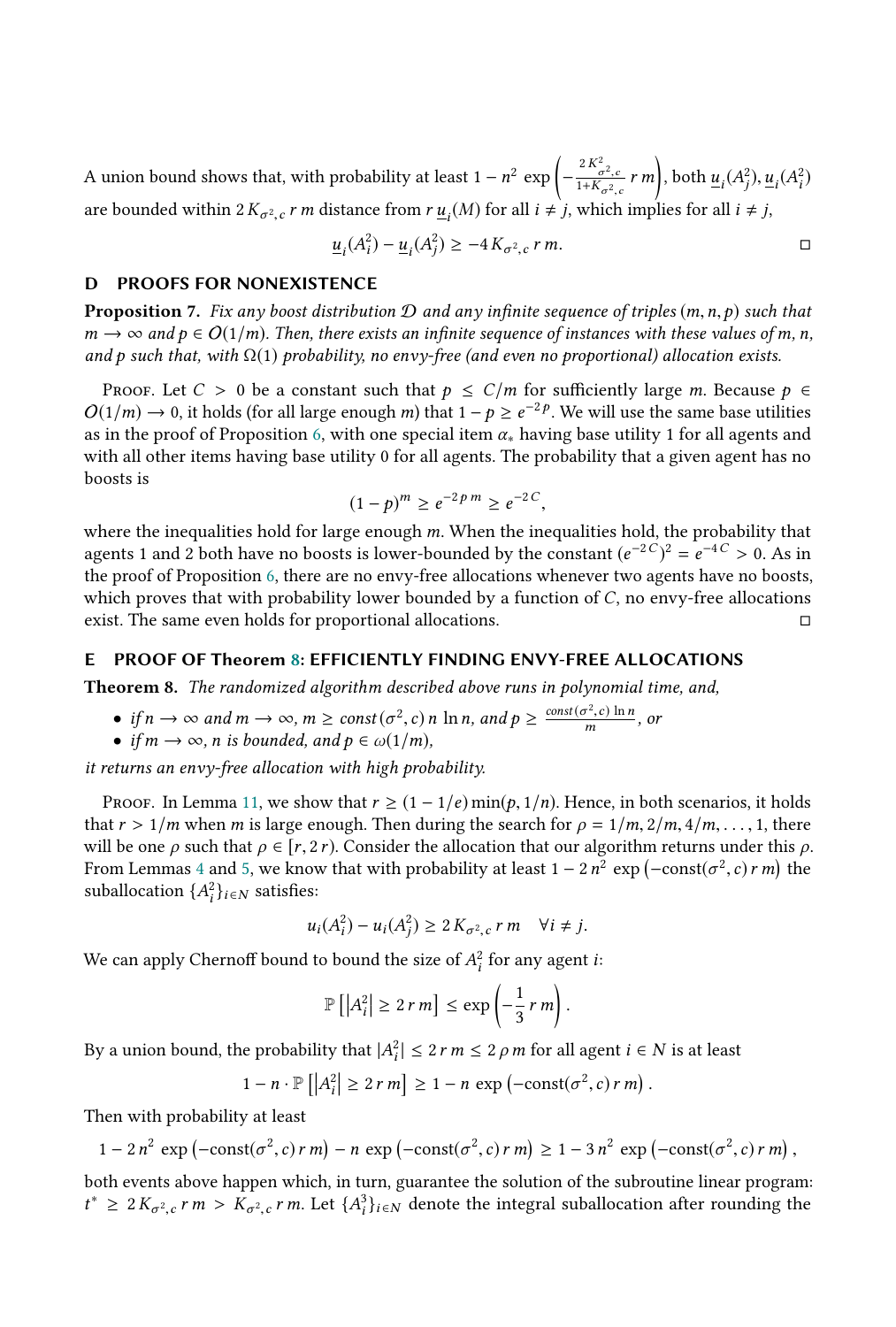A union bound shows that, with probability at least $1 - n^2 \exp\left(-\frac{2\,K^2_{\sigma^2,c}}{1+K_{\sigma^2,c}}\, r\, m\right)$, both $\underline{u}_i(A^2_j), \underline{u}_i(A^2_i)$ are bounded within $2\,K_{\sigma^2,c}\, r\, m$ distance from $r\,\underline{u}_i(M)$ for all $i \neq j$, which implies for all $i \neq j$,

$$\underline{u}_i(A^2_i) - \underline{u}_i(A^2_j) \geq -4\,K_{\sigma^2,c}\, r\, m. \qquad \square$$

## D PROOFS FOR NONEXISTENCE

**Proposition 7.** *Fix any boost distribution $\mathcal{D}$ and any infinite sequence of triples $(m, n, p)$ such that $m \to \infty$ and $p \in O(1/m)$. Then, there exists an infinite sequence of instances with these values of $m$, $n$, and $p$ such that, with $\Omega(1)$ probability, no envy-free (and even no proportional) allocation exists.*

Proof. Let $C > 0$ be a constant such that $p \leq C/m$ for sufficiently large $m$. Because $p \in O(1/m) \to 0$, it holds (for all large enough $m$) that $1 - p \geq e^{-2\,p}$. We will use the same base utilities as in the proof of Proposition 6, with one special item $\alpha_*$ having base utility 1 for all agents and with all other items having base utility 0 for all agents. The probability that a given agent has no boosts is

$$(1-p)^m \geq e^{-2\,p\,m} \geq e^{-2\,C},$$

where the inequalities hold for large enough $m$. When the inequalities hold, the probability that agents 1 and 2 both have no boosts is lower-bounded by the constant $(e^{-2\,C})^2 = e^{-4\,C} > 0$. As in the proof of Proposition 6, there are no envy-free allocations whenever two agents have no boosts, which proves that with probability lower bounded by a function of $C$, no envy-free allocations exist. The same even holds for proportional allocations. $\square$

## E PROOF OF Theorem 8: EFFICIENTLY FINDING ENVY-FREE ALLOCATIONS

**Theorem 8.** *The randomized algorithm described above runs in polynomial time, and,*

- *if $n \to \infty$ and $m \to \infty$, $m \geq const(\sigma^2, c)\, n \ln n$, and $p \geq \frac{const(\sigma^2, c) \ln n}{m}$, or*
- *if $m \to \infty$, $n$ is bounded, and $p \in \omega(1/m)$,*

*it returns an envy-free allocation with high probability.*

Proof. In Lemma 11, we show that $r \geq (1 - 1/e) \min(p, 1/n)$. Hence, in both scenarios, it holds that $r > 1/m$ when $m$ is large enough. Then during the search for $\rho = 1/m, 2/m, 4/m, \ldots, 1$, there will be one $\rho$ such that $\rho \in [r, 2\,r)$. Consider the allocation that our algorithm returns under this $\rho$. From Lemmas 4 and 5, we know that with probability at least $1 - 2\,n^2 \exp\left(-\text{const}(\sigma^2, c)\, r\, m\right)$ the suballocation $\{A^2_i\}_{i \in N}$ satisfies:

$$u_i(A^2_i) - u_i(A^2_j) \geq 2\,K_{\sigma^2,c}\, r\, m \quad \forall i \neq j.$$

We can apply Chernoff bound to bound the size of $A^2_i$ for any agent $i$:

$$\mathbb{P}\left[\left|A^2_i\right| \geq 2\, r\, m\right] \leq \exp\left(-\frac{1}{3}\, r\, m\right).$$

By a union bound, the probability that $|A^2_i| \leq 2\,r\,m \leq 2\,\rho\, m$ for all agent $i \in N$ is at least

$$1 - n \cdot \mathbb{P}\left[\left|A^2_i\right| \geq 2\, r\, m\right] \geq 1 - n\, \exp\left(-\text{const}(\sigma^2, c)\, r\, m\right).$$

Then with probability at least

$$1 - 2\,n^2\, \exp\left(-\text{const}(\sigma^2, c)\, r\, m\right) - n\, \exp\left(-\text{const}(\sigma^2, c)\, r\, m\right) \geq 1 - 3\,n^2\, \exp\left(-\text{const}(\sigma^2, c)\, r\, m\right),$$

both events above happen which, in turn, guarantee the solution of the subroutine linear program: $t^* \geq 2\,K_{\sigma^2,c}\, r\, m > K_{\sigma^2,c}\, r\, m$. Let $\{A^3_i\}_{i \in N}$ denote the integral suballocation after rounding the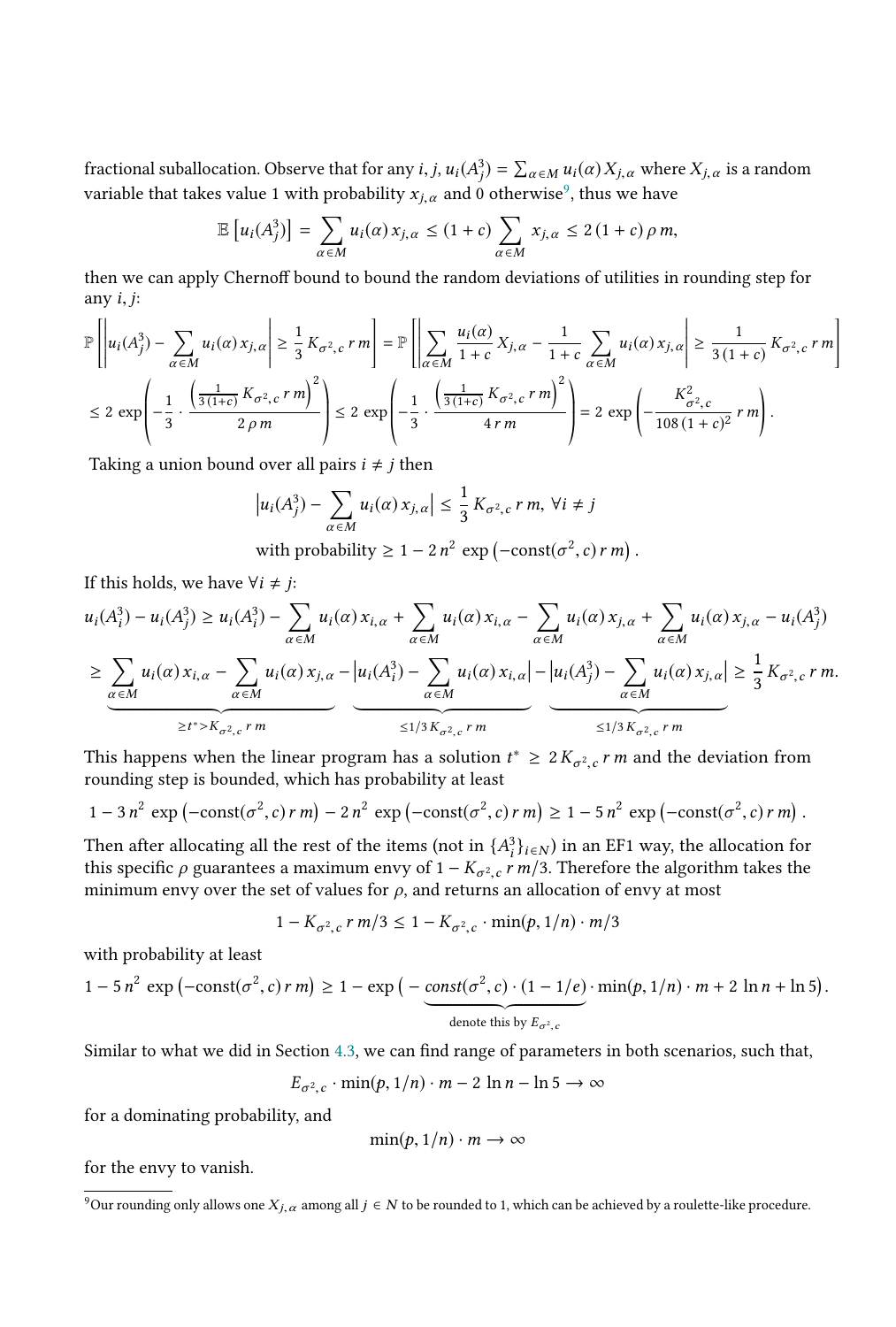fractional suballocation. Observe that for any $i, j$, $u_i(A_j^3) = \sum_{\alpha \in M} u_i(\alpha) X_{j,\alpha}$ where $X_{j,\alpha}$ is a random variable that takes value 1 with probability $x_{j,\alpha}$ and 0 otherwise[9], thus we have

$$\mathbb{E}\left[u_i(A_j^3)\right] = \sum_{\alpha \in M} u_i(\alpha)\, x_{j,\alpha} \le (1+c) \sum_{\alpha \in M} x_{j,\alpha} \le 2\,(1+c)\,\rho\, m,$$

then we can apply Chernoff bound to bound the random deviations of utilities in rounding step for any $i, j$:

$$\mathbb{P}\left[\left|u_i(A_j^3) - \sum_{\alpha \in M} u_i(\alpha)\, x_{j,\alpha}\right| \ge \frac{1}{3}\, K_{\sigma^2,c}\, r\, m\right] = \mathbb{P}\left[\left|\sum_{\alpha \in M} \frac{u_i(\alpha)}{1+c} X_{j,\alpha} - \frac{1}{1+c}\sum_{\alpha \in M} u_i(\alpha)\, x_{j,\alpha}\right| \ge \frac{1}{3\,(1+c)}\, K_{\sigma^2,c}\, r\, m\right]$$

$$\le 2\, \exp\left(-\frac{1}{3} \cdot \frac{\left(\frac{1}{3\,(1+c)}\, K_{\sigma^2,c}\, r\, m\right)^2}{2\,\rho\, m}\right) \le 2\, \exp\left(-\frac{1}{3} \cdot \frac{\left(\frac{1}{3\,(1+c)}\, K_{\sigma^2,c}\, r\, m\right)^2}{4\, r\, m}\right) = 2\, \exp\left(-\frac{K_{\sigma^2,c}^2}{108\,(1+c)^2}\, r\, m\right).$$

Taking a union bound over all pairs $i \neq j$ then

$$\left|u_i(A_j^3) - \sum_{\alpha \in M} u_i(\alpha)\, x_{j,\alpha}\right| \le \frac{1}{3}\, K_{\sigma^2,c}\, r\, m, \ \forall i \neq j$$

$$\text{with probability} \ge 1 - 2\, n^2\, \exp\left(-\text{const}(\sigma^2, c)\, r\, m\right).$$

If this holds, we have $\forall i \neq j$:

$$u_i(A_i^3) - u_i(A_j^3) \ge u_i(A_i^3) - \sum_{\alpha \in M} u_i(\alpha)\, x_{i,\alpha} + \sum_{\alpha \in M} u_i(\alpha)\, x_{i,\alpha} - \sum_{\alpha \in M} u_i(\alpha)\, x_{j,\alpha} + \sum_{\alpha \in M} u_i(\alpha)\, x_{j,\alpha} - u_i(A_j^3)$$

$$\ge \underbrace{\sum_{\alpha \in M} u_i(\alpha)\, x_{i,\alpha} - \sum_{\alpha \in M} u_i(\alpha)\, x_{j,\alpha}}_{\ge t^* > K_{\sigma^2,c}\, r\, m} - \underbrace{\left|u_i(A_i^3) - \sum_{\alpha \in M} u_i(\alpha)\, x_{i,\alpha}\right|}_{\le 1/3\, K_{\sigma^2,c}\, r\, m} - \underbrace{\left|u_i(A_j^3) - \sum_{\alpha \in M} u_i(\alpha)\, x_{j,\alpha}\right|}_{\le 1/3\, K_{\sigma^2,c}\, r\, m} \ge \frac{1}{3}\, K_{\sigma^2,c}\, r\, m.$$

This happens when the linear program has a solution $t^* \ge 2\, K_{\sigma^2,c}\, r\, m$ and the deviation from rounding step is bounded, which has probability at least

$$1 - 3\, n^2\, \exp\left(-\text{const}(\sigma^2, c)\, r\, m\right) - 2\, n^2\, \exp\left(-\text{const}(\sigma^2, c)\, r\, m\right) \ge 1 - 5\, n^2\, \exp\left(-\text{const}(\sigma^2, c)\, r\, m\right).$$

Then after allocating all the rest of the items (not in $\{A_i^3\}_{i \in N}$) in an EF1 way, the allocation for this specific $\rho$ guarantees a maximum envy of $1 - K_{\sigma^2,c}\, r\, m/3$. Therefore the algorithm takes the minimum envy over the set of values for $\rho$, and returns an allocation of envy at most

$$1 - K_{\sigma^2,c}\, r\, m/3 \le 1 - K_{\sigma^2,c} \cdot \min(p, 1/n) \cdot m/3$$

with probability at least

$$1 - 5\, n^2\, \exp\left(-\text{const}(\sigma^2, c)\, r\, m\right) \ge 1 - \exp\Big(-\underbrace{const(\sigma^2, c) \cdot (1 - 1/e)}_{\text{denote this by } E_{\sigma^2,c}} \cdot \min(p, 1/n) \cdot m + 2\, \ln n + \ln 5\Big).$$

Similar to what we did in Section 4.3, we can find range of parameters in both scenarios, such that,

$$E_{\sigma^2,c} \cdot \min(p, 1/n) \cdot m - 2\, \ln n - \ln 5 \to \infty$$

for a dominating probability, and

$$\min(p, 1/n) \cdot m \to \infty$$

for the envy to vanish.

[9] Our rounding only allows one $X_{j,\alpha}$ among all $j \in N$ to be rounded to 1, which can be achieved by a roulette-like procedure.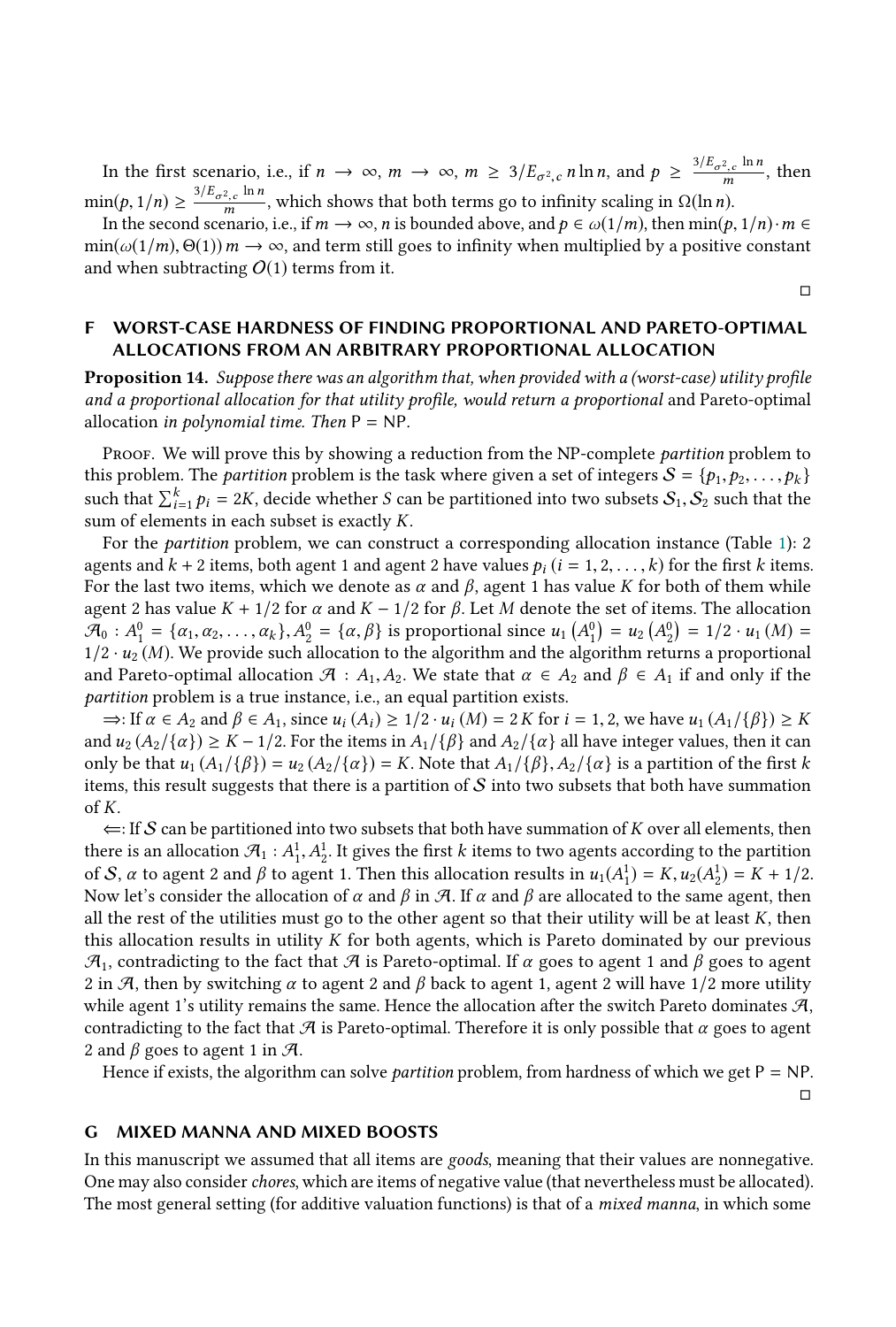In the first scenario, i.e., if $n \to \infty$, $m \to \infty$, $m \geq 3/E_{\sigma^2,c}\, n \ln n$, and $p \geq \frac{3/E_{\sigma^2,c} \ln n}{m}$, then $\min(p, 1/n) \geq \frac{3/E_{\sigma^2,c} \ln n}{m}$, which shows that both terms go to infinity scaling in $\Omega(\ln n)$.

In the second scenario, i.e., if $m \to \infty$, $n$ is bounded above, and $p \in \omega(1/m)$, then $\min(p, 1/n) \cdot m \in \min(\omega(1/m), \Theta(1))\, m \to \infty$, and term still goes to infinity when multiplied by a positive constant and when subtracting $O(1)$ terms from it.

□

## F WORST-CASE HARDNESS OF FINDING PROPORTIONAL AND PARETO-OPTIMAL ALLOCATIONS FROM AN ARBITRARY PROPORTIONAL ALLOCATION

**Proposition 14.** *Suppose there was an algorithm that, when provided with a (worst-case) utility profile and a proportional allocation for that utility profile, would return a proportional* and Pareto-optimal allocation *in polynomial time. Then* P = NP.

Proof. We will prove this by showing a reduction from the NP-complete *partition* problem to this problem. The *partition* problem is the task where given a set of integers $\mathcal{S} = \{p_1, p_2, \ldots, p_k\}$ such that $\sum_{i=1}^{k} p_i = 2K$, decide whether $S$ can be partitioned into two subsets $\mathcal{S}_1, \mathcal{S}_2$ such that the sum of elements in each subset is exactly $K$.

For the *partition* problem, we can construct a corresponding allocation instance (Table 1): 2 agents and $k+2$ items, both agent 1 and agent 2 have values $p_i$ $(i = 1, 2, \ldots, k)$ for the first $k$ items. For the last two items, which we denote as $\alpha$ and $\beta$, agent 1 has value $K$ for both of them while agent 2 has value $K + 1/2$ for $\alpha$ and $K - 1/2$ for $\beta$. Let $M$ denote the set of items. The allocation $\mathcal{A}_0 : A_1^0 = \{\alpha_1, \alpha_2, \ldots, \alpha_k\}, A_2^0 = \{\alpha, \beta\}$ is proportional since $u_1(A_1^0) = u_2(A_2^0) = 1/2 \cdot u_1(M) = 1/2 \cdot u_2(M)$. We provide such allocation to the algorithm and the algorithm returns a proportional and Pareto-optimal allocation $\mathcal{A} : A_1, A_2$. We state that $\alpha \in A_2$ and $\beta \in A_1$ if and only if the *partition* problem is a true instance, i.e., an equal partition exists.

$\Rightarrow$: If $\alpha \in A_2$ and $\beta \in A_1$, since $u_i(A_i) \geq 1/2 \cdot u_i(M) = 2K$ for $i = 1, 2$, we have $u_1(A_1/\{\beta\}) \geq K$ and $u_2(A_2/\{\alpha\}) \geq K - 1/2$. For the items in $A_1/\{\beta\}$ and $A_2/\{\alpha\}$ all have integer values, then it can only be that $u_1(A_1/\{\beta\}) = u_2(A_2/\{\alpha\}) = K$. Note that $A_1/\{\beta\}, A_2/\{\alpha\}$ is a partition of the first $k$ items, this result suggests that there is a partition of $\mathcal{S}$ into two subsets that both have summation of $K$.

$\Leftarrow$: If $\mathcal{S}$ can be partitioned into two subsets that both have summation of $K$ over all elements, then there is an allocation $\mathcal{A}_1 : A_1^1, A_2^1$. It gives the first $k$ items to two agents according to the partition of $\mathcal{S}$, $\alpha$ to agent 2 and $\beta$ to agent 1. Then this allocation results in $u_1(A_1^1) = K, u_2(A_2^1) = K + 1/2$. Now let's consider the allocation of $\alpha$ and $\beta$ in $\mathcal{A}$. If $\alpha$ and $\beta$ are allocated to the same agent, then all the rest of the utilities must go to the other agent so that their utility will be at least $K$, then this allocation results in utility $K$ for both agents, which is Pareto dominated by our previous $\mathcal{A}_1$, contradicting to the fact that $\mathcal{A}$ is Pareto-optimal. If $\alpha$ goes to agent 1 and $\beta$ goes to agent 2 in $\mathcal{A}$, then by switching $\alpha$ to agent 2 and $\beta$ back to agent 1, agent 2 will have 1/2 more utility while agent 1's utility remains the same. Hence the allocation after the switch Pareto dominates $\mathcal{A}$, contradicting to the fact that $\mathcal{A}$ is Pareto-optimal. Therefore it is only possible that $\alpha$ goes to agent 2 and $\beta$ goes to agent 1 in $\mathcal{A}$.

Hence if exists, the algorithm can solve *partition* problem, from hardness of which we get P = NP.

□

## G MIXED MANNA AND MIXED BOOSTS

In this manuscript we assumed that all items are *goods*, meaning that their values are nonnegative. One may also consider *chores*, which are items of negative value (that nevertheless must be allocated). The most general setting (for additive valuation functions) is that of a *mixed manna*, in which some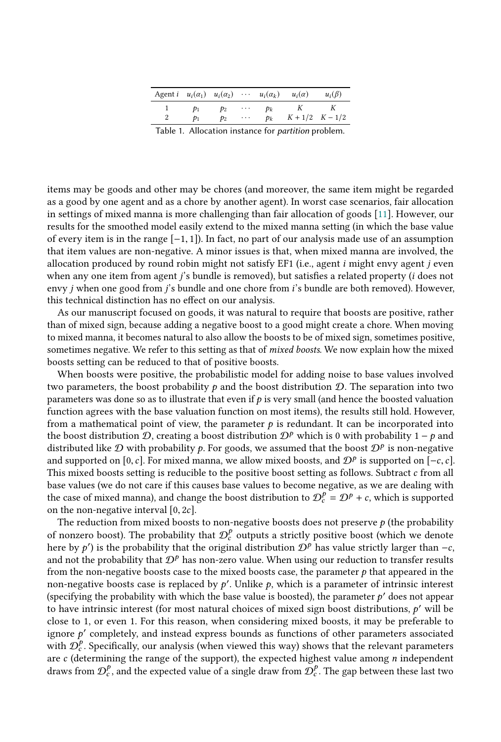| Agent $i$ | $u_i(\alpha_1)$ | $u_i(\alpha_2)$ | $\cdots$ | $u_i(\alpha_k)$ | $u_i(\alpha)$ | $u_i(\beta)$ |
|---|---|---|---|---|---|---|
| 1 | $p_1$ | $p_2$ | $\cdots$ | $p_k$ | $K$ | $K$ |
| 2 | $p_1$ | $p_2$ | $\cdots$ | $p_k$ | $K + 1/2$ | $K - 1/2$ |

Table 1. Allocation instance for *partition* problem.

items may be goods and other may be chores (and moreover, the same item might be regarded as a good by one agent and as a chore by another agent). In worst case scenarios, fair allocation in settings of mixed manna is more challenging than fair allocation of goods [11]. However, our results for the smoothed model easily extend to the mixed manna setting (in which the base value of every item is in the range $[-1, 1]$). In fact, no part of our analysis made use of an assumption that item values are non-negative. A minor issues is that, when mixed manna are involved, the allocation produced by round robin might not satisfy EF1 (i.e., agent $i$ might envy agent $j$ even when any one item from agent $j$'s bundle is removed), but satisfies a related property ($i$ does not envy $j$ when one good from $j$'s bundle and one chore from $i$'s bundle are both removed). However, this technical distinction has no effect on our analysis.

As our manuscript focused on goods, it was natural to require that boosts are positive, rather than of mixed sign, because adding a negative boost to a good might create a chore. When moving to mixed manna, it becomes natural to also allow the boosts to be of mixed sign, sometimes positive, sometimes negative. We refer to this setting as that of *mixed boosts*. We now explain how the mixed boosts setting can be reduced to that of positive boosts.

When boosts were positive, the probabilistic model for adding noise to base values involved two parameters, the boost probability $p$ and the boost distribution $\mathcal{D}$. The separation into two parameters was done so as to illustrate that even if $p$ is very small (and hence the boosted valuation function agrees with the base valuation function on most items), the results still hold. However, from a mathematical point of view, the parameter $p$ is redundant. It can be incorporated into the boost distribution $\mathcal{D}$, creating a boost distribution $\mathcal{D}^p$ which is 0 with probability $1 - p$ and distributed like $\mathcal{D}$ with probability $p$. For goods, we assumed that the boost $\mathcal{D}^p$ is non-negative and supported on $[0, c]$. For mixed manna, we allow mixed boosts, and $\mathcal{D}^p$ is supported on $[-c, c]$. This mixed boosts setting is reducible to the positive boost setting as follows. Subtract $c$ from all base values (we do not care if this causes base values to become negative, as we are dealing with the case of mixed manna), and change the boost distribution to $\mathcal{D}^p_c = \mathcal{D}^p + c$, which is supported on the non-negative interval $[0, 2c]$.

The reduction from mixed boosts to non-negative boosts does not preserve $p$ (the probability of nonzero boost). The probability that $\mathcal{D}^p_c$ outputs a strictly positive boost (which we denote here by $p'$) is the probability that the original distribution $\mathcal{D}^p$ has value strictly larger than $-c$, and not the probability that $\mathcal{D}^p$ has non-zero value. When using our reduction to transfer results from the non-negative boosts case to the mixed boosts case, the parameter $p$ that appeared in the non-negative boosts case is replaced by $p'$. Unlike $p$, which is a parameter of intrinsic interest (specifying the probability with which the base value is boosted), the parameter $p'$ does not appear to have intrinsic interest (for most natural choices of mixed sign boost distributions, $p'$ will be close to 1, or even 1. For this reason, when considering mixed boosts, it may be preferable to ignore $p'$ completely, and instead express bounds as functions of other parameters associated with $\mathcal{D}^p_c$. Specifically, our analysis (when viewed this way) shows that the relevant parameters are $c$ (determining the range of the support), the expected highest value among $n$ independent draws from $\mathcal{D}^p_c$, and the expected value of a single draw from $\mathcal{D}^p_c$. The gap between these last two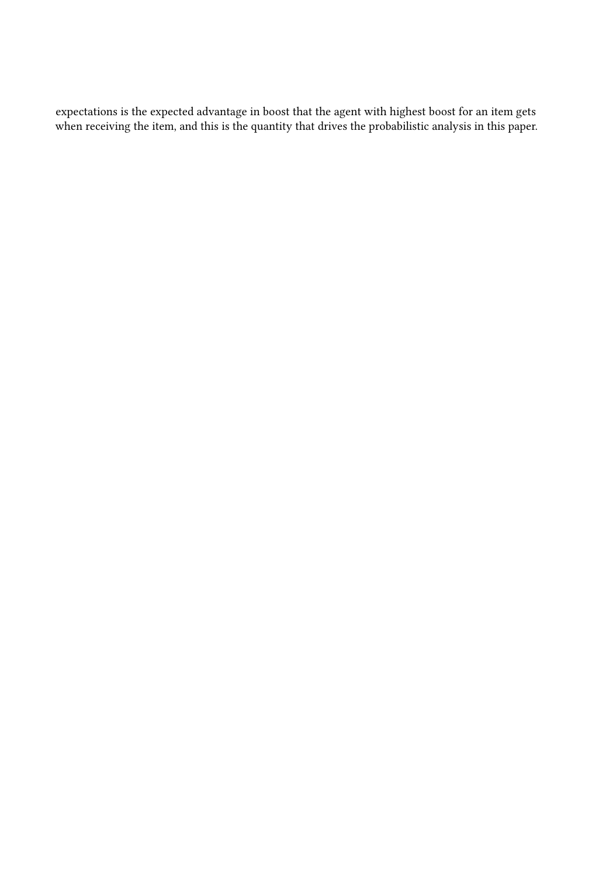expectations is the expected advantage in boost that the agent with highest boost for an item gets when receiving the item, and this is the quantity that drives the probabilistic analysis in this paper.